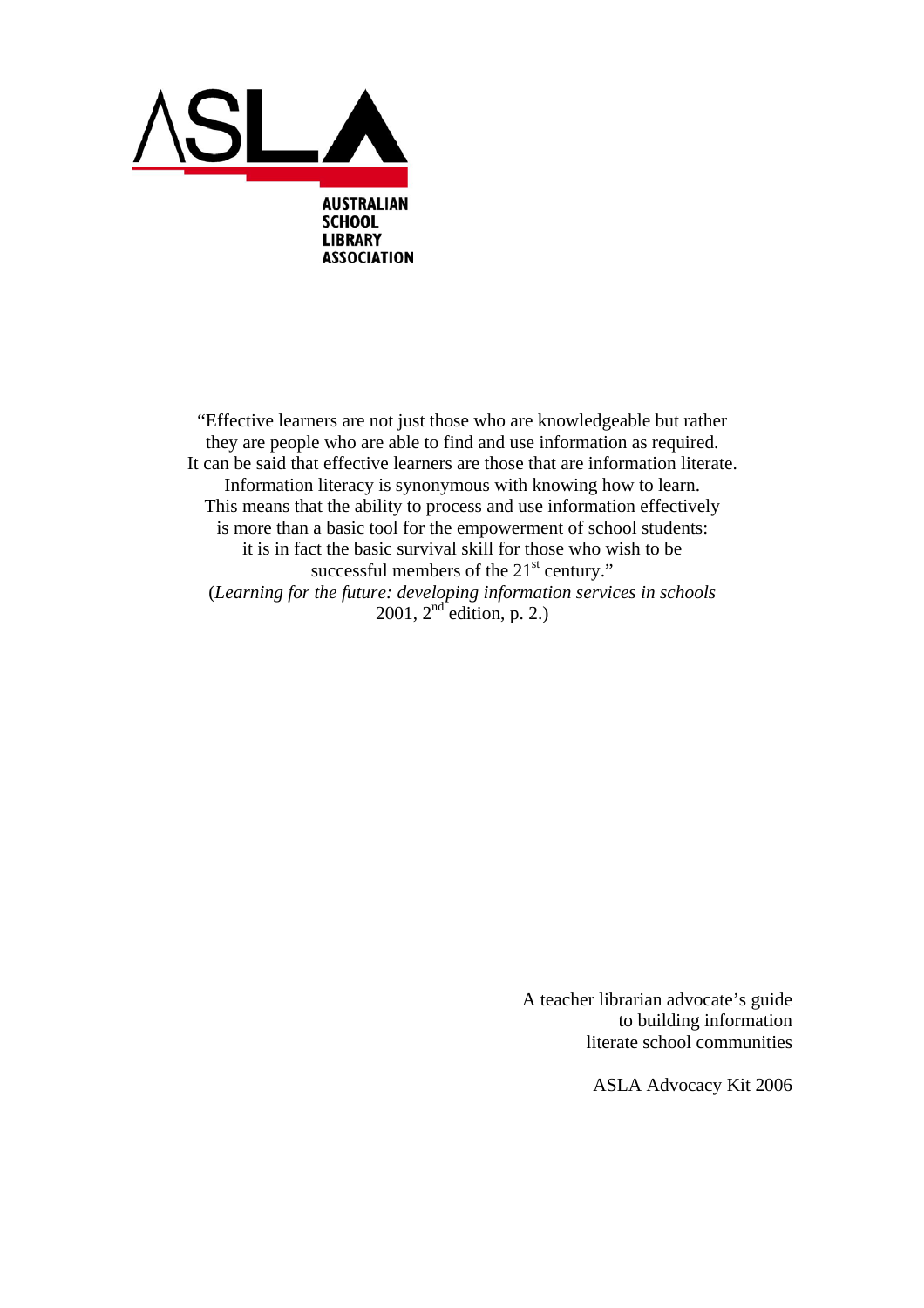ASLA

AUSTRALIAN SCHOOL LIBRARY ASSOCIATION

"Effective learners are not just those who are knowledgeable but rather they are people who are able to find and use information as required. It can be said that effective learners are those that are information literate. Information literacy is synonymous with knowing how to learn. This means that the ability to process and use information effectively is more than a basic tool for the empowerment of school students: it is in fact the basic survival skill for those who wish to be successful members of the 21st century."
(*Learning for the future: developing information services in schools* 2001, 2nd edition, p. 2.)

A teacher librarian advocate's guide to building information literate school communities

ASLA Advocacy Kit 2006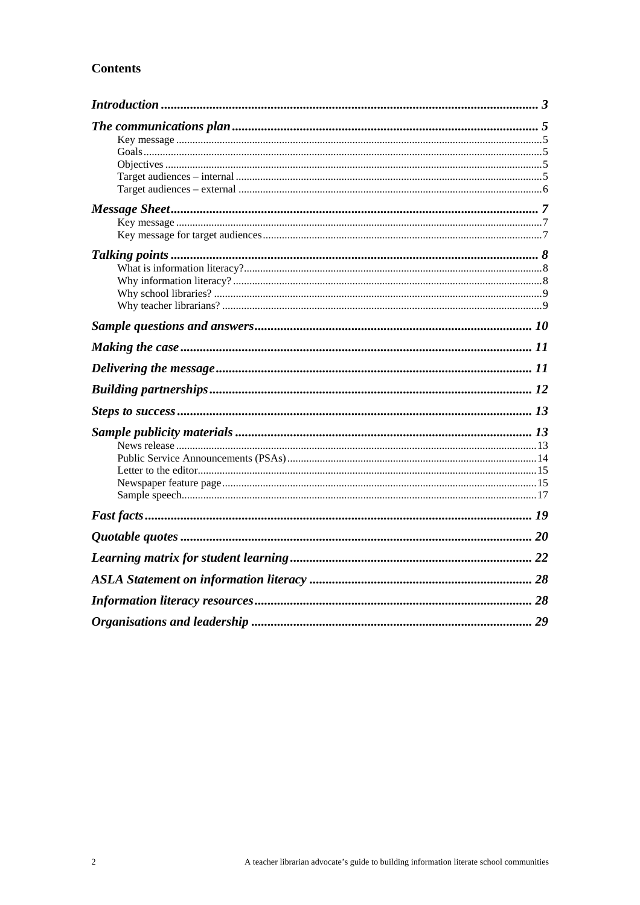## Contents

*Introduction* ........ 3

*The communications plan* ........ 5
- Key message ........ 5
- Goals ........ 5
- Objectives ........ 5
- Target audiences – internal ........ 5
- Target audiences – external ........ 6

*Message Sheet* ........ 7
- Key message ........ 7
- Key message for target audiences ........ 7

*Talking points* ........ 8
- What is information literacy? ........ 8
- Why information literacy? ........ 8
- Why school libraries? ........ 9
- Why teacher librarians? ........ 9

*Sample questions and answers* ........ 10

*Making the case* ........ 11

*Delivering the message* ........ 11

*Building partnerships* ........ 12

*Steps to success* ........ 13

*Sample publicity materials* ........ 13
- News release ........ 13
- Public Service Announcements (PSAs) ........ 14
- Letter to the editor ........ 15
- Newspaper feature page ........ 15
- Sample speech ........ 17

*Fast facts* ........ 19

*Quotable quotes* ........ 20

*Learning matrix for student learning* ........ 22

*ASLA Statement on information literacy* ........ 28

*Information literacy resources* ........ 28

*Organisations and leadership* ........ 29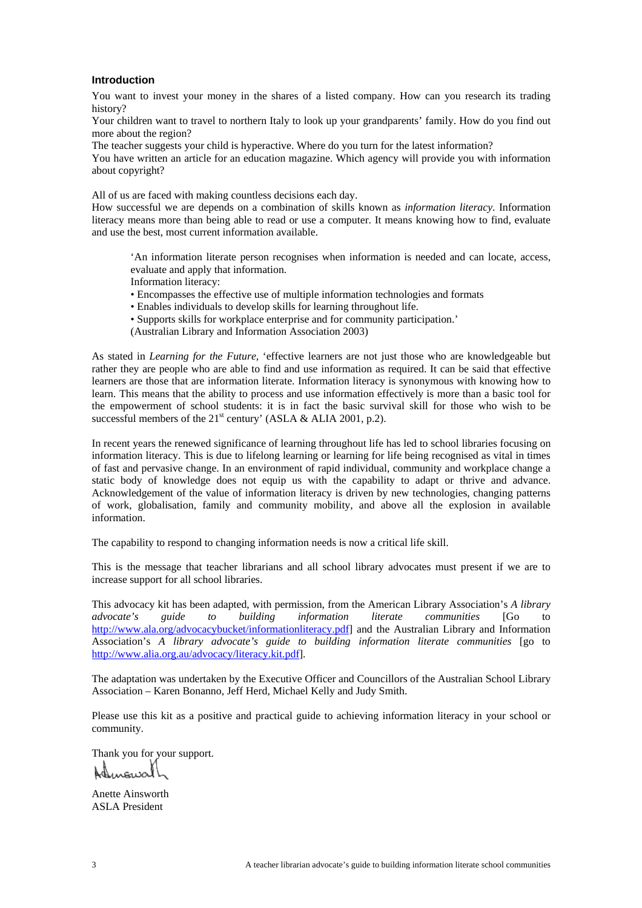## Introduction

You want to invest your money in the shares of a listed company. How can you research its trading history?
Your children want to travel to northern Italy to look up your grandparents' family. How do you find out more about the region?
The teacher suggests your child is hyperactive. Where do you turn for the latest information?
You have written an article for an education magazine. Which agency will provide you with information about copyright?

All of us are faced with making countless decisions each day.
How successful we are depends on a combination of skills known as *information literacy*. Information literacy means more than being able to read or use a computer. It means knowing how to find, evaluate and use the best, most current information available.

> 'An information literate person recognises when information is needed and can locate, access, evaluate and apply that information.
> Information literacy:
> • Encompasses the effective use of multiple information technologies and formats
> • Enables individuals to develop skills for learning throughout life.
> • Supports skills for workplace enterprise and for community participation.'
> (Australian Library and Information Association 2003)

As stated in *Learning for the Future*, 'effective learners are not just those who are knowledgeable but rather they are people who are able to find and use information as required. It can be said that effective learners are those that are information literate. Information literacy is synonymous with knowing how to learn. This means that the ability to process and use information effectively is more than a basic tool for the empowerment of school students: it is in fact the basic survival skill for those who wish to be successful members of the 21st century' (ASLA & ALIA 2001, p.2).

In recent years the renewed significance of learning throughout life has led to school libraries focusing on information literacy. This is due to lifelong learning or learning for life being recognised as vital in times of fast and pervasive change. In an environment of rapid individual, community and workplace change a static body of knowledge does not equip us with the capability to adapt or thrive and advance. Acknowledgement of the value of information literacy is driven by new technologies, changing patterns of work, globalisation, family and community mobility, and above all the explosion in available information.

The capability to respond to changing information needs is now a critical life skill.

This is the message that teacher librarians and all school library advocates must present if we are to increase support for all school libraries.

This advocacy kit has been adapted, with permission, from the American Library Association's *A library advocate's guide to building information literate communities* [Go to http://www.ala.org/advocacybucket/informationliteracy.pdf] and the Australian Library and Information Association's *A library advocate's guide to building information literate communities* [go to http://www.alia.org.au/advocacy/literacy.kit.pdf].

The adaptation was undertaken by the Executive Officer and Councillors of the Australian School Library Association – Karen Bonanno, Jeff Herd, Michael Kelly and Judy Smith.

Please use this kit as a positive and practical guide to achieving information literacy in your school or community.

Thank you for your support.

Anette Ainsworth
ASLA President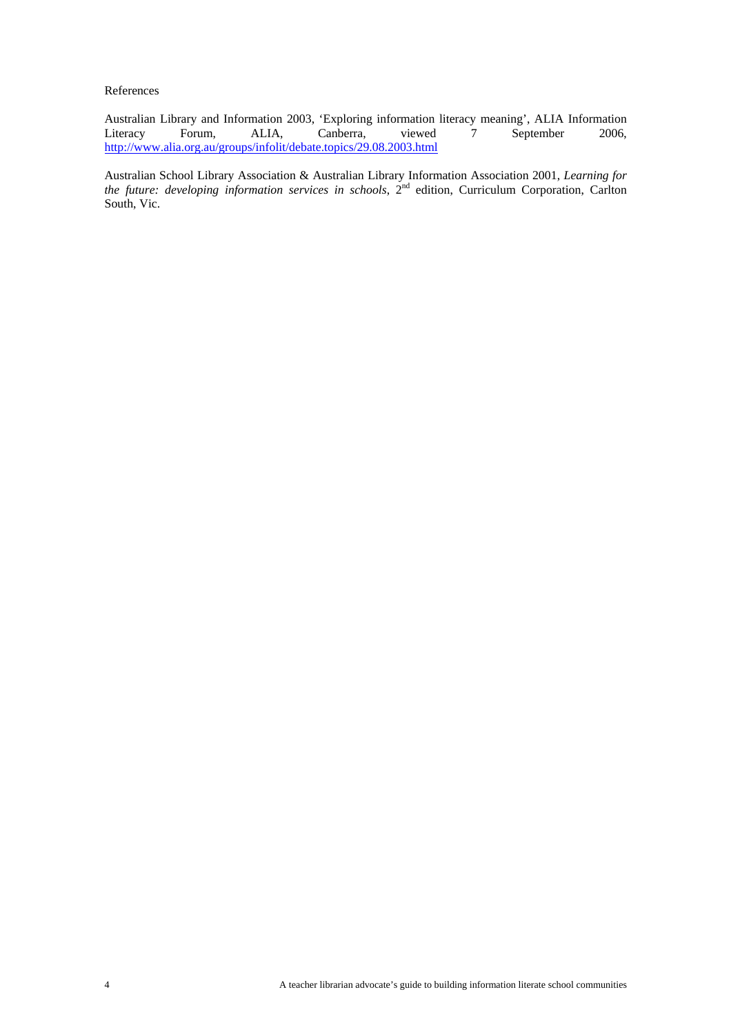References

Australian Library and Information 2003, 'Exploring information literacy meaning', ALIA Information Literacy Forum, ALIA, Canberra, viewed 7 September 2006, http://www.alia.org.au/groups/infolit/debate.topics/29.08.2003.html

Australian School Library Association & Australian Library Information Association 2001, *Learning for the future: developing information services in schools*, 2nd edition, Curriculum Corporation, Carlton South, Vic.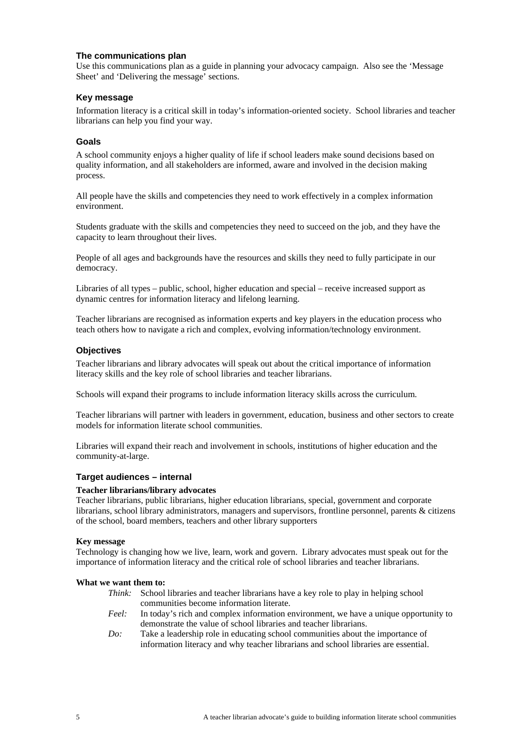## The communications plan

Use this communications plan as a guide in planning your advocacy campaign. Also see the 'Message Sheet' and 'Delivering the message' sections.

### Key message

Information literacy is a critical skill in today's information-oriented society. School libraries and teacher librarians can help you find your way.

### Goals

A school community enjoys a higher quality of life if school leaders make sound decisions based on quality information, and all stakeholders are informed, aware and involved in the decision making process.

All people have the skills and competencies they need to work effectively in a complex information environment.

Students graduate with the skills and competencies they need to succeed on the job, and they have the capacity to learn throughout their lives.

People of all ages and backgrounds have the resources and skills they need to fully participate in our democracy.

Libraries of all types – public, school, higher education and special – receive increased support as dynamic centres for information literacy and lifelong learning.

Teacher librarians are recognised as information experts and key players in the education process who teach others how to navigate a rich and complex, evolving information/technology environment.

### Objectives

Teacher librarians and library advocates will speak out about the critical importance of information literacy skills and the key role of school libraries and teacher librarians.

Schools will expand their programs to include information literacy skills across the curriculum.

Teacher librarians will partner with leaders in government, education, business and other sectors to create models for information literate school communities.

Libraries will expand their reach and involvement in schools, institutions of higher education and the community-at-large.

### Target audiences – internal

**Teacher librarians/library advocates**

Teacher librarians, public librarians, higher education librarians, special, government and corporate librarians, school library administrators, managers and supervisors, frontline personnel, parents & citizens of the school, board members, teachers and other library supporters

**Key message**

Technology is changing how we live, learn, work and govern. Library advocates must speak out for the importance of information literacy and the critical role of school libraries and teacher librarians.

**What we want them to:**

- *Think:* School libraries and teacher librarians have a key role to play in helping school communities become information literate.
- *Feel:* In today's rich and complex information environment, we have a unique opportunity to demonstrate the value of school libraries and teacher librarians.
- *Do:* Take a leadership role in educating school communities about the importance of information literacy and why teacher librarians and school libraries are essential.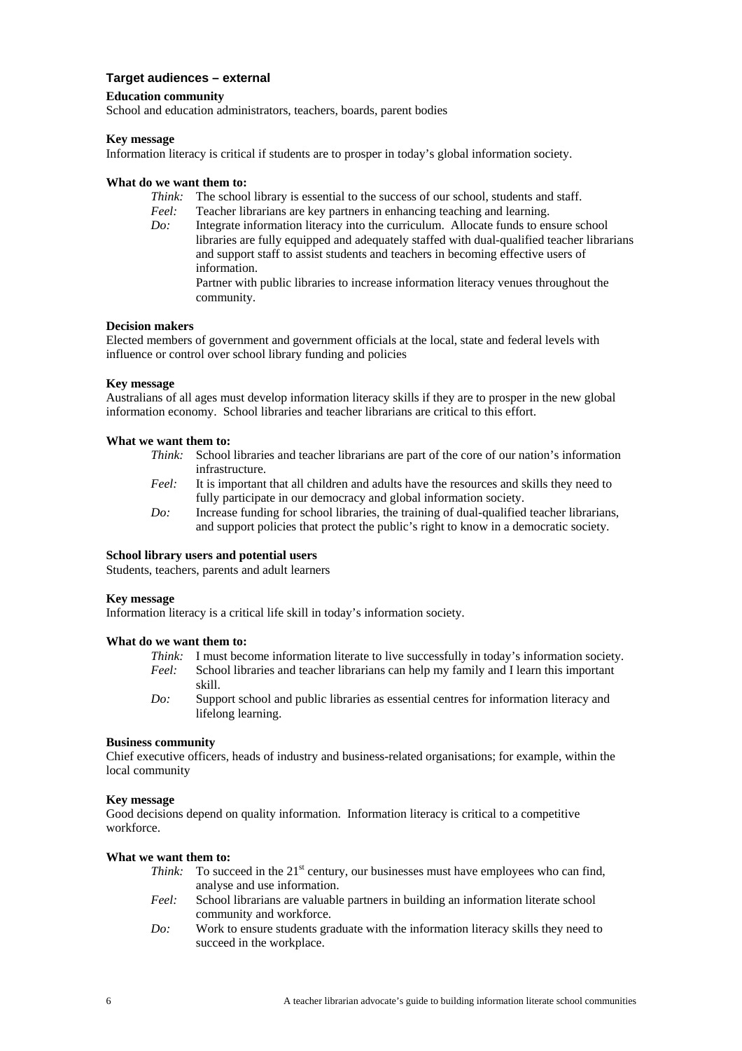### Target audiences – external

**Education community**

School and education administrators, teachers, boards, parent bodies

**Key message**

Information literacy is critical if students are to prosper in today's global information society.

**What do we want them to:**

- *Think:* The school library is essential to the success of our school, students and staff.
- *Feel:* Teacher librarians are key partners in enhancing teaching and learning.
- *Do:* Integrate information literacy into the curriculum. Allocate funds to ensure school libraries are fully equipped and adequately staffed with dual-qualified teacher librarians and support staff to assist students and teachers in becoming effective users of information.

  Partner with public libraries to increase information literacy venues throughout the community.

**Decision makers**

Elected members of government and government officials at the local, state and federal levels with influence or control over school library funding and policies

**Key message**

Australians of all ages must develop information literacy skills if they are to prosper in the new global information economy. School libraries and teacher librarians are critical to this effort.

**What we want them to:**

- *Think:* School libraries and teacher librarians are part of the core of our nation's information infrastructure.
- *Feel:* It is important that all children and adults have the resources and skills they need to fully participate in our democracy and global information society.
- *Do:* Increase funding for school libraries, the training of dual-qualified teacher librarians, and support policies that protect the public's right to know in a democratic society.

**School library users and potential users**

Students, teachers, parents and adult learners

**Key message**

Information literacy is a critical life skill in today's information society.

**What do we want them to:**

- *Think:* I must become information literate to live successfully in today's information society.
- *Feel:* School libraries and teacher librarians can help my family and I learn this important skill.
- *Do:* Support school and public libraries as essential centres for information literacy and lifelong learning.

**Business community**

Chief executive officers, heads of industry and business-related organisations; for example, within the local community

**Key message**

Good decisions depend on quality information. Information literacy is critical to a competitive workforce.

**What we want them to:**

- *Think:* To succeed in the 21st century, our businesses must have employees who can find, analyse and use information.
- *Feel:* School librarians are valuable partners in building an information literate school community and workforce.
- *Do:* Work to ensure students graduate with the information literacy skills they need to succeed in the workplace.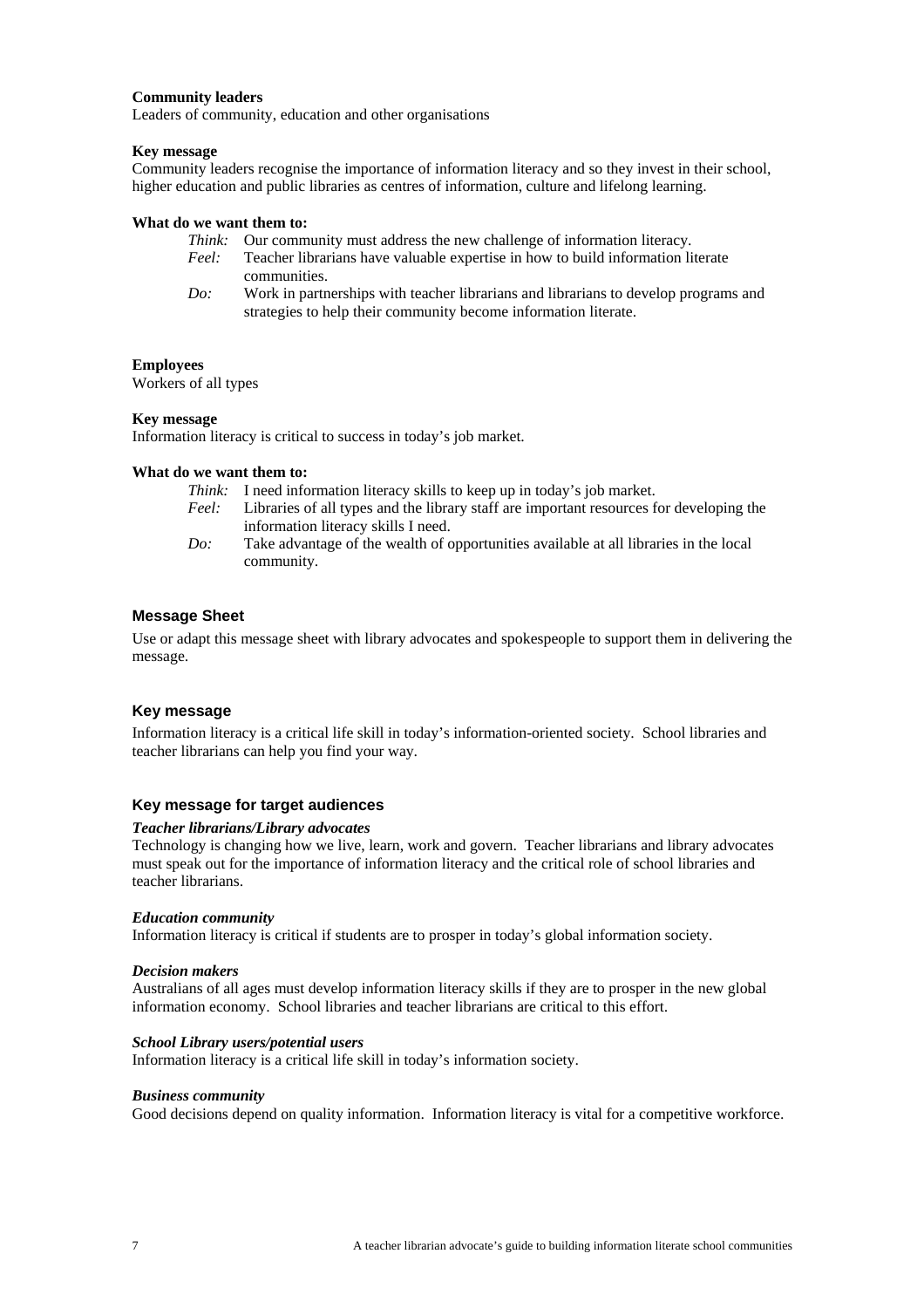**Community leaders**
Leaders of community, education and other organisations

**Key message**
Community leaders recognise the importance of information literacy and so they invest in their school, higher education and public libraries as centres of information, culture and lifelong learning.

**What do we want them to:**

*Think:* Our community must address the new challenge of information literacy.
*Feel:* Teacher librarians have valuable expertise in how to build information literate communities.
*Do:* Work in partnerships with teacher librarians and librarians to develop programs and strategies to help their community become information literate.

**Employees**
Workers of all types

**Key message**
Information literacy is critical to success in today's job market.

**What do we want them to:**

*Think:* I need information literacy skills to keep up in today's job market.
*Feel:* Libraries of all types and the library staff are important resources for developing the information literacy skills I need.
*Do:* Take advantage of the wealth of opportunities available at all libraries in the local community.

## Message Sheet

Use or adapt this message sheet with library advocates and spokespeople to support them in delivering the message.

### Key message

Information literacy is a critical life skill in today's information-oriented society. School libraries and teacher librarians can help you find your way.

### Key message for target audiences

***Teacher librarians/Library advocates***
Technology is changing how we live, learn, work and govern. Teacher librarians and library advocates must speak out for the importance of information literacy and the critical role of school libraries and teacher librarians.

***Education community***
Information literacy is critical if students are to prosper in today's global information society.

***Decision makers***
Australians of all ages must develop information literacy skills if they are to prosper in the new global information economy. School libraries and teacher librarians are critical to this effort.

***School Library users/potential users***
Information literacy is a critical life skill in today's information society.

***Business community***
Good decisions depend on quality information. Information literacy is vital for a competitive workforce.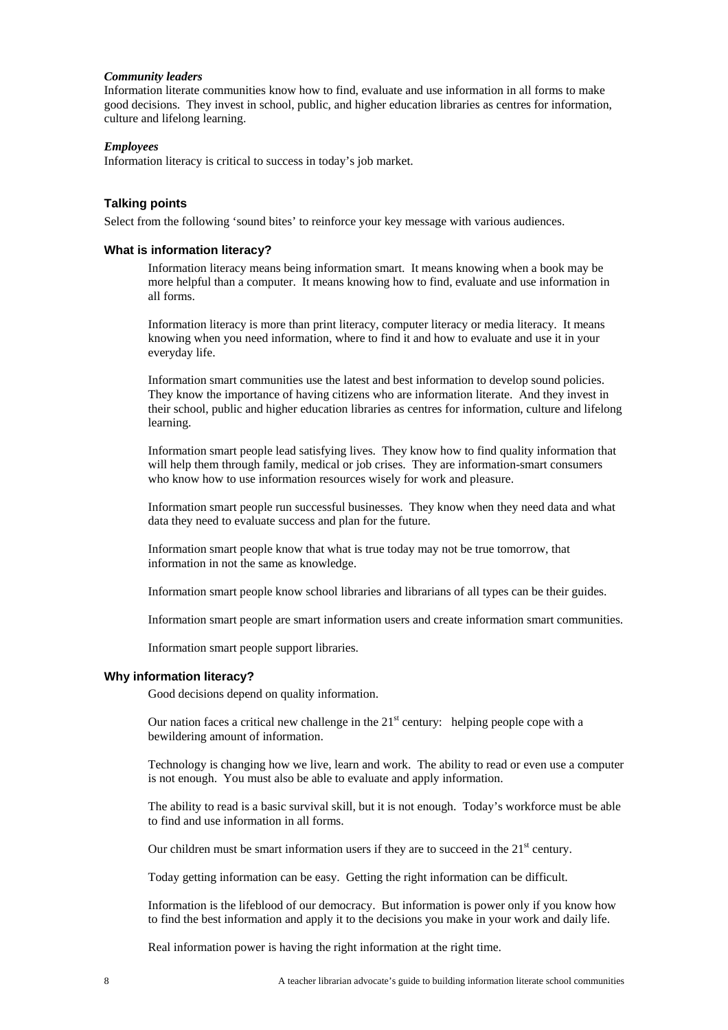***Community leaders***

Information literate communities know how to find, evaluate and use information in all forms to make good decisions. They invest in school, public, and higher education libraries as centres for information, culture and lifelong learning.

***Employees***

Information literacy is critical to success in today's job market.

### Talking points

Select from the following 'sound bites' to reinforce your key message with various audiences.

### What is information literacy?

Information literacy means being information smart. It means knowing when a book may be more helpful than a computer. It means knowing how to find, evaluate and use information in all forms.

Information literacy is more than print literacy, computer literacy or media literacy. It means knowing when you need information, where to find it and how to evaluate and use it in your everyday life.

Information smart communities use the latest and best information to develop sound policies. They know the importance of having citizens who are information literate. And they invest in their school, public and higher education libraries as centres for information, culture and lifelong learning.

Information smart people lead satisfying lives. They know how to find quality information that will help them through family, medical or job crises. They are information-smart consumers who know how to use information resources wisely for work and pleasure.

Information smart people run successful businesses. They know when they need data and what data they need to evaluate success and plan for the future.

Information smart people know that what is true today may not be true tomorrow, that information in not the same as knowledge.

Information smart people know school libraries and librarians of all types can be their guides.

Information smart people are smart information users and create information smart communities.

Information smart people support libraries.

### Why information literacy?

Good decisions depend on quality information.

Our nation faces a critical new challenge in the 21st century: helping people cope with a bewildering amount of information.

Technology is changing how we live, learn and work. The ability to read or even use a computer is not enough. You must also be able to evaluate and apply information.

The ability to read is a basic survival skill, but it is not enough. Today's workforce must be able to find and use information in all forms.

Our children must be smart information users if they are to succeed in the 21st century.

Today getting information can be easy. Getting the right information can be difficult.

Information is the lifeblood of our democracy. But information is power only if you know how to find the best information and apply it to the decisions you make in your work and daily life.

Real information power is having the right information at the right time.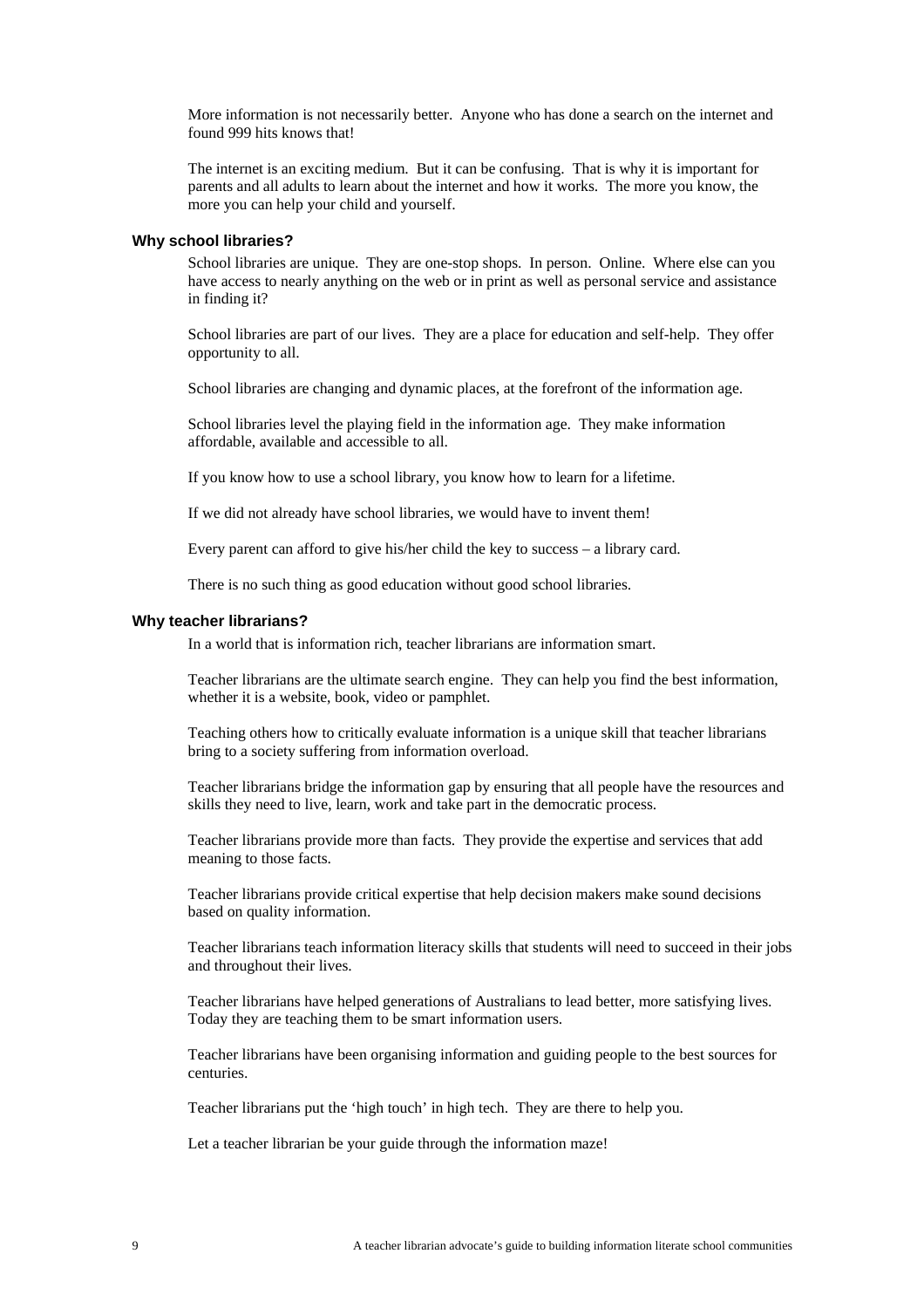More information is not necessarily better. Anyone who has done a search on the internet and found 999 hits knows that!

The internet is an exciting medium. But it can be confusing. That is why it is important for parents and all adults to learn about the internet and how it works. The more you know, the more you can help your child and yourself.

### Why school libraries?

School libraries are unique. They are one-stop shops. In person. Online. Where else can you have access to nearly anything on the web or in print as well as personal service and assistance in finding it?

School libraries are part of our lives. They are a place for education and self-help. They offer opportunity to all.

School libraries are changing and dynamic places, at the forefront of the information age.

School libraries level the playing field in the information age. They make information affordable, available and accessible to all.

If you know how to use a school library, you know how to learn for a lifetime.

If we did not already have school libraries, we would have to invent them!

Every parent can afford to give his/her child the key to success – a library card.

There is no such thing as good education without good school libraries.

### Why teacher librarians?

In a world that is information rich, teacher librarians are information smart.

Teacher librarians are the ultimate search engine. They can help you find the best information, whether it is a website, book, video or pamphlet.

Teaching others how to critically evaluate information is a unique skill that teacher librarians bring to a society suffering from information overload.

Teacher librarians bridge the information gap by ensuring that all people have the resources and skills they need to live, learn, work and take part in the democratic process.

Teacher librarians provide more than facts. They provide the expertise and services that add meaning to those facts.

Teacher librarians provide critical expertise that help decision makers make sound decisions based on quality information.

Teacher librarians teach information literacy skills that students will need to succeed in their jobs and throughout their lives.

Teacher librarians have helped generations of Australians to lead better, more satisfying lives. Today they are teaching them to be smart information users.

Teacher librarians have been organising information and guiding people to the best sources for centuries.

Teacher librarians put the 'high touch' in high tech. They are there to help you.

Let a teacher librarian be your guide through the information maze!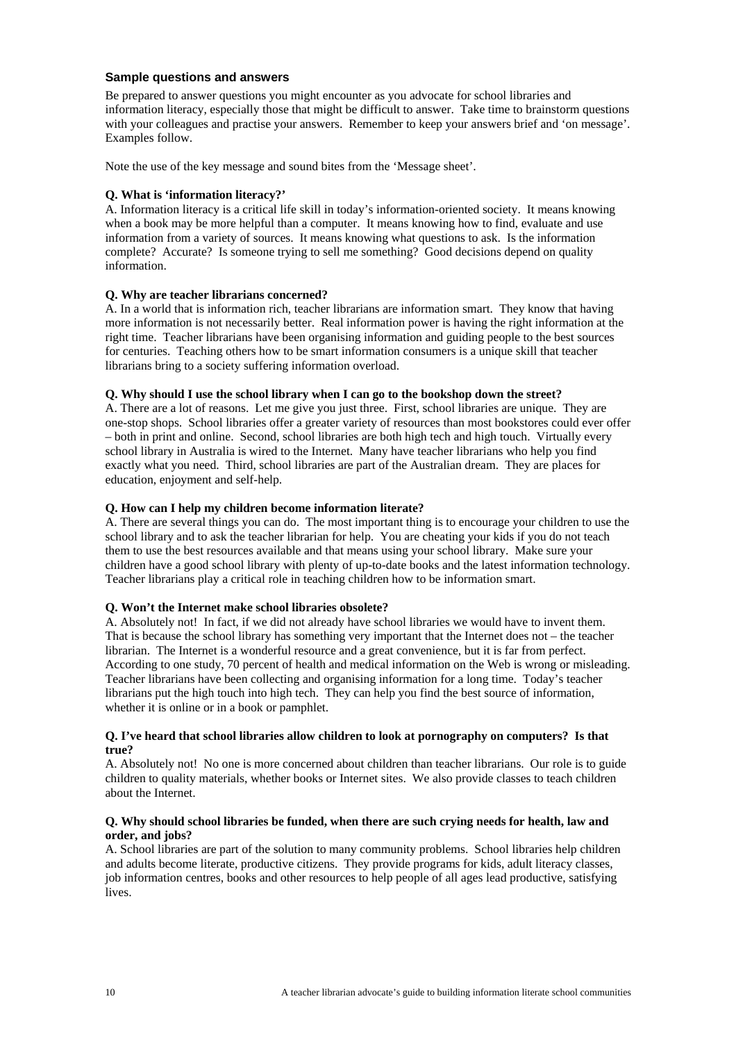### Sample questions and answers

Be prepared to answer questions you might encounter as you advocate for school libraries and information literacy, especially those that might be difficult to answer. Take time to brainstorm questions with your colleagues and practise your answers. Remember to keep your answers brief and 'on message'. Examples follow.

Note the use of the key message and sound bites from the 'Message sheet'.

**Q. What is 'information literacy?'**

A. Information literacy is a critical life skill in today's information-oriented society. It means knowing when a book may be more helpful than a computer. It means knowing how to find, evaluate and use information from a variety of sources. It means knowing what questions to ask. Is the information complete? Accurate? Is someone trying to sell me something? Good decisions depend on quality information.

**Q. Why are teacher librarians concerned?**

A. In a world that is information rich, teacher librarians are information smart. They know that having more information is not necessarily better. Real information power is having the right information at the right time. Teacher librarians have been organising information and guiding people to the best sources for centuries. Teaching others how to be smart information consumers is a unique skill that teacher librarians bring to a society suffering information overload.

**Q. Why should I use the school library when I can go to the bookshop down the street?**

A. There are a lot of reasons. Let me give you just three. First, school libraries are unique. They are one-stop shops. School libraries offer a greater variety of resources than most bookstores could ever offer – both in print and online. Second, school libraries are both high tech and high touch. Virtually every school library in Australia is wired to the Internet. Many have teacher librarians who help you find exactly what you need. Third, school libraries are part of the Australian dream. They are places for education, enjoyment and self-help.

**Q. How can I help my children become information literate?**

A. There are several things you can do. The most important thing is to encourage your children to use the school library and to ask the teacher librarian for help. You are cheating your kids if you do not teach them to use the best resources available and that means using your school library. Make sure your children have a good school library with plenty of up-to-date books and the latest information technology. Teacher librarians play a critical role in teaching children how to be information smart.

**Q. Won't the Internet make school libraries obsolete?**

A. Absolutely not! In fact, if we did not already have school libraries we would have to invent them. That is because the school library has something very important that the Internet does not – the teacher librarian. The Internet is a wonderful resource and a great convenience, but it is far from perfect. According to one study, 70 percent of health and medical information on the Web is wrong or misleading. Teacher librarians have been collecting and organising information for a long time. Today's teacher librarians put the high touch into high tech. They can help you find the best source of information, whether it is online or in a book or pamphlet.

**Q. I've heard that school libraries allow children to look at pornography on computers? Is that true?**

A. Absolutely not! No one is more concerned about children than teacher librarians. Our role is to guide children to quality materials, whether books or Internet sites. We also provide classes to teach children about the Internet.

**Q. Why should school libraries be funded, when there are such crying needs for health, law and order, and jobs?**

A. School libraries are part of the solution to many community problems. School libraries help children and adults become literate, productive citizens. They provide programs for kids, adult literacy classes, job information centres, books and other resources to help people of all ages lead productive, satisfying lives.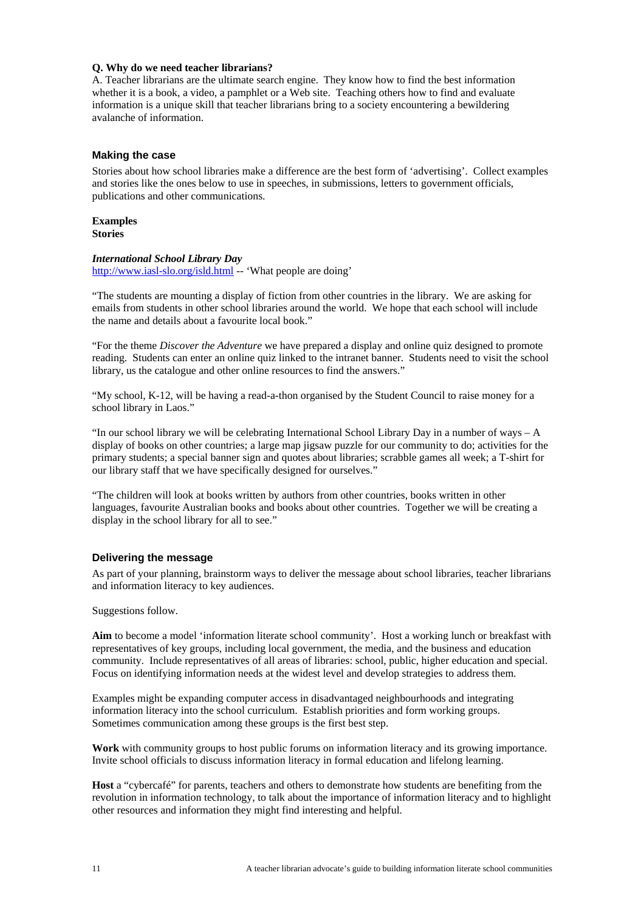**Q. Why do we need teacher librarians?**
A. Teacher librarians are the ultimate search engine. They know how to find the best information whether it is a book, a video, a pamphlet or a Web site. Teaching others how to find and evaluate information is a unique skill that teacher librarians bring to a society encountering a bewildering avalanche of information.

## Making the case

Stories about how school libraries make a difference are the best form of 'advertising'. Collect examples and stories like the ones below to use in speeches, in submissions, letters to government officials, publications and other communications.

**Examples**
**Stories**

***International School Library Day***
http://www.iasl-slo.org/isld.html -- 'What people are doing'

"The students are mounting a display of fiction from other countries in the library. We are asking for emails from students in other school libraries around the world. We hope that each school will include the name and details about a favourite local book."

"For the theme *Discover the Adventure* we have prepared a display and online quiz designed to promote reading. Students can enter an online quiz linked to the intranet banner. Students need to visit the school library, us the catalogue and other online resources to find the answers."

"My school, K-12, will be having a read-a-thon organised by the Student Council to raise money for a school library in Laos."

"In our school library we will be celebrating International School Library Day in a number of ways – A display of books on other countries; a large map jigsaw puzzle for our community to do; activities for the primary students; a special banner sign and quotes about libraries; scrabble games all week; a T-shirt for our library staff that we have specifically designed for ourselves."

"The children will look at books written by authors from other countries, books written in other languages, favourite Australian books and books about other countries. Together we will be creating a display in the school library for all to see."

## Delivering the message

As part of your planning, brainstorm ways to deliver the message about school libraries, teacher librarians and information literacy to key audiences.

Suggestions follow.

**Aim** to become a model 'information literate school community'. Host a working lunch or breakfast with representatives of key groups, including local government, the media, and the business and education community. Include representatives of all areas of libraries: school, public, higher education and special. Focus on identifying information needs at the widest level and develop strategies to address them.

Examples might be expanding computer access in disadvantaged neighbourhoods and integrating information literacy into the school curriculum. Establish priorities and form working groups. Sometimes communication among these groups is the first best step.

**Work** with community groups to host public forums on information literacy and its growing importance. Invite school officials to discuss information literacy in formal education and lifelong learning.

**Host** a "cybercafé" for parents, teachers and others to demonstrate how students are benefiting from the revolution in information technology, to talk about the importance of information literacy and to highlight other resources and information they might find interesting and helpful.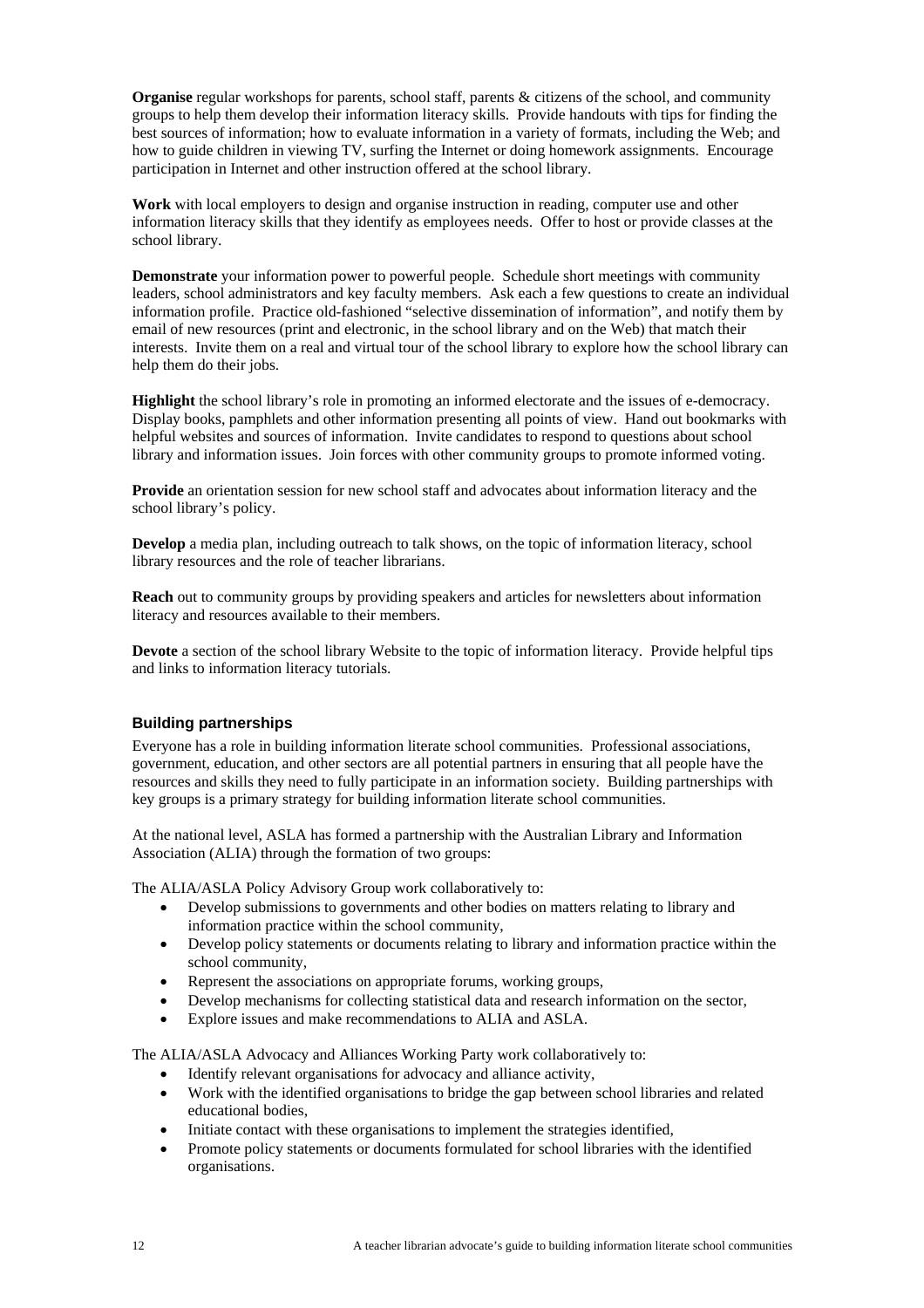**Organise** regular workshops for parents, school staff, parents & citizens of the school, and community groups to help them develop their information literacy skills. Provide handouts with tips for finding the best sources of information; how to evaluate information in a variety of formats, including the Web; and how to guide children in viewing TV, surfing the Internet or doing homework assignments. Encourage participation in Internet and other instruction offered at the school library.

**Work** with local employers to design and organise instruction in reading, computer use and other information literacy skills that they identify as employees needs. Offer to host or provide classes at the school library.

**Demonstrate** your information power to powerful people. Schedule short meetings with community leaders, school administrators and key faculty members. Ask each a few questions to create an individual information profile. Practice old-fashioned "selective dissemination of information", and notify them by email of new resources (print and electronic, in the school library and on the Web) that match their interests. Invite them on a real and virtual tour of the school library to explore how the school library can help them do their jobs.

**Highlight** the school library's role in promoting an informed electorate and the issues of e-democracy. Display books, pamphlets and other information presenting all points of view. Hand out bookmarks with helpful websites and sources of information. Invite candidates to respond to questions about school library and information issues. Join forces with other community groups to promote informed voting.

**Provide** an orientation session for new school staff and advocates about information literacy and the school library's policy.

**Develop** a media plan, including outreach to talk shows, on the topic of information literacy, school library resources and the role of teacher librarians.

**Reach** out to community groups by providing speakers and articles for newsletters about information literacy and resources available to their members.

**Devote** a section of the school library Website to the topic of information literacy. Provide helpful tips and links to information literacy tutorials.

### Building partnerships

Everyone has a role in building information literate school communities. Professional associations, government, education, and other sectors are all potential partners in ensuring that all people have the resources and skills they need to fully participate in an information society. Building partnerships with key groups is a primary strategy for building information literate school communities.

At the national level, ASLA has formed a partnership with the Australian Library and Information Association (ALIA) through the formation of two groups:

The ALIA/ASLA Policy Advisory Group work collaboratively to:

- Develop submissions to governments and other bodies on matters relating to library and information practice within the school community,
- Develop policy statements or documents relating to library and information practice within the school community,
- Represent the associations on appropriate forums, working groups,
- Develop mechanisms for collecting statistical data and research information on the sector,
- Explore issues and make recommendations to ALIA and ASLA.

The ALIA/ASLA Advocacy and Alliances Working Party work collaboratively to:

- Identify relevant organisations for advocacy and alliance activity,
- Work with the identified organisations to bridge the gap between school libraries and related educational bodies,
- Initiate contact with these organisations to implement the strategies identified,
- Promote policy statements or documents formulated for school libraries with the identified organisations.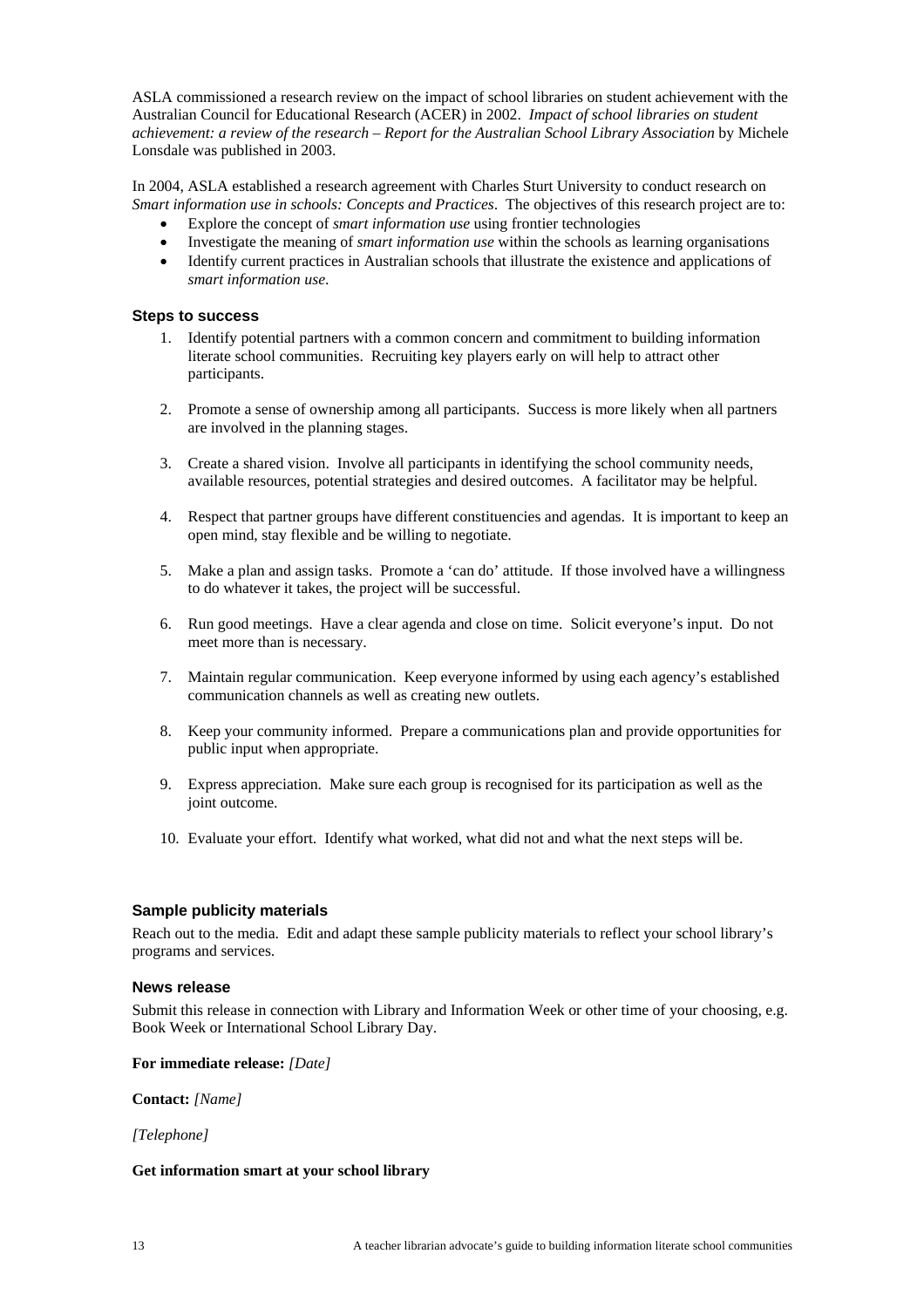ASLA commissioned a research review on the impact of school libraries on student achievement with the Australian Council for Educational Research (ACER) in 2002. *Impact of school libraries on student achievement: a review of the research – Report for the Australian School Library Association* by Michele Lonsdale was published in 2003.

In 2004, ASLA established a research agreement with Charles Sturt University to conduct research on *Smart information use in schools: Concepts and Practices*. The objectives of this research project are to:

- Explore the concept of *smart information use* using frontier technologies
- Investigate the meaning of *smart information use* within the schools as learning organisations
- Identify current practices in Australian schools that illustrate the existence and applications of *smart information use*.

### Steps to success

1. Identify potential partners with a common concern and commitment to building information literate school communities. Recruiting key players early on will help to attract other participants.

2. Promote a sense of ownership among all participants. Success is more likely when all partners are involved in the planning stages.

3. Create a shared vision. Involve all participants in identifying the school community needs, available resources, potential strategies and desired outcomes. A facilitator may be helpful.

4. Respect that partner groups have different constituencies and agendas. It is important to keep an open mind, stay flexible and be willing to negotiate.

5. Make a plan and assign tasks. Promote a 'can do' attitude. If those involved have a willingness to do whatever it takes, the project will be successful.

6. Run good meetings. Have a clear agenda and close on time. Solicit everyone's input. Do not meet more than is necessary.

7. Maintain regular communication. Keep everyone informed by using each agency's established communication channels as well as creating new outlets.

8. Keep your community informed. Prepare a communications plan and provide opportunities for public input when appropriate.

9. Express appreciation. Make sure each group is recognised for its participation as well as the joint outcome.

10. Evaluate your effort. Identify what worked, what did not and what the next steps will be.

### Sample publicity materials

Reach out to the media. Edit and adapt these sample publicity materials to reflect your school library's programs and services.

### News release

Submit this release in connection with Library and Information Week or other time of your choosing, e.g. Book Week or International School Library Day.

**For immediate release:** *[Date]*

**Contact:** *[Name]*

*[Telephone]*

**Get information smart at your school library**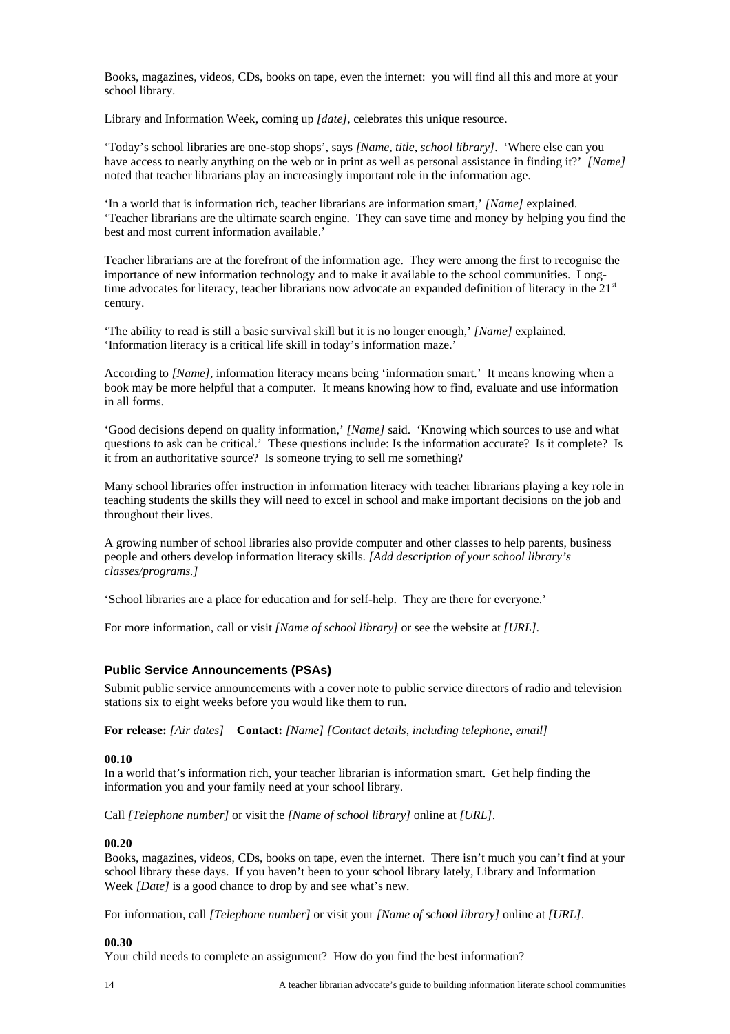Books, magazines, videos, CDs, books on tape, even the internet: you will find all this and more at your school library.

Library and Information Week, coming up *[date]*, celebrates this unique resource.

'Today's school libraries are one-stop shops', says *[Name, title, school library]*. 'Where else can you have access to nearly anything on the web or in print as well as personal assistance in finding it?' *[Name]* noted that teacher librarians play an increasingly important role in the information age.

'In a world that is information rich, teacher librarians are information smart,' *[Name]* explained. 'Teacher librarians are the ultimate search engine. They can save time and money by helping you find the best and most current information available.'

Teacher librarians are at the forefront of the information age. They were among the first to recognise the importance of new information technology and to make it available to the school communities. Long-time advocates for literacy, teacher librarians now advocate an expanded definition of literacy in the 21st century.

'The ability to read is still a basic survival skill but it is no longer enough,' *[Name]* explained. 'Information literacy is a critical life skill in today's information maze.'

According to *[Name]*, information literacy means being 'information smart.' It means knowing when a book may be more helpful that a computer. It means knowing how to find, evaluate and use information in all forms.

'Good decisions depend on quality information,' *[Name]* said. 'Knowing which sources to use and what questions to ask can be critical.' These questions include: Is the information accurate? Is it complete? Is it from an authoritative source? Is someone trying to sell me something?

Many school libraries offer instruction in information literacy with teacher librarians playing a key role in teaching students the skills they will need to excel in school and make important decisions on the job and throughout their lives.

A growing number of school libraries also provide computer and other classes to help parents, business people and others develop information literacy skills. *[Add description of your school library's classes/programs.]*

'School libraries are a place for education and for self-help. They are there for everyone.'

For more information, call or visit *[Name of school library]* or see the website at *[URL]*.

### Public Service Announcements (PSAs)

Submit public service announcements with a cover note to public service directors of radio and television stations six to eight weeks before you would like them to run.

**For release:** *[Air dates]* **Contact:** *[Name] [Contact details, including telephone, email]*

**00.10**

In a world that's information rich, your teacher librarian is information smart. Get help finding the information you and your family need at your school library.

Call *[Telephone number]* or visit the *[Name of school library]* online at *[URL]*.

**00.20**

Books, magazines, videos, CDs, books on tape, even the internet. There isn't much you can't find at your school library these days. If you haven't been to your school library lately, Library and Information Week *[Date]* is a good chance to drop by and see what's new.

For information, call *[Telephone number]* or visit your *[Name of school library]* online at *[URL]*.

**00.30**

Your child needs to complete an assignment? How do you find the best information?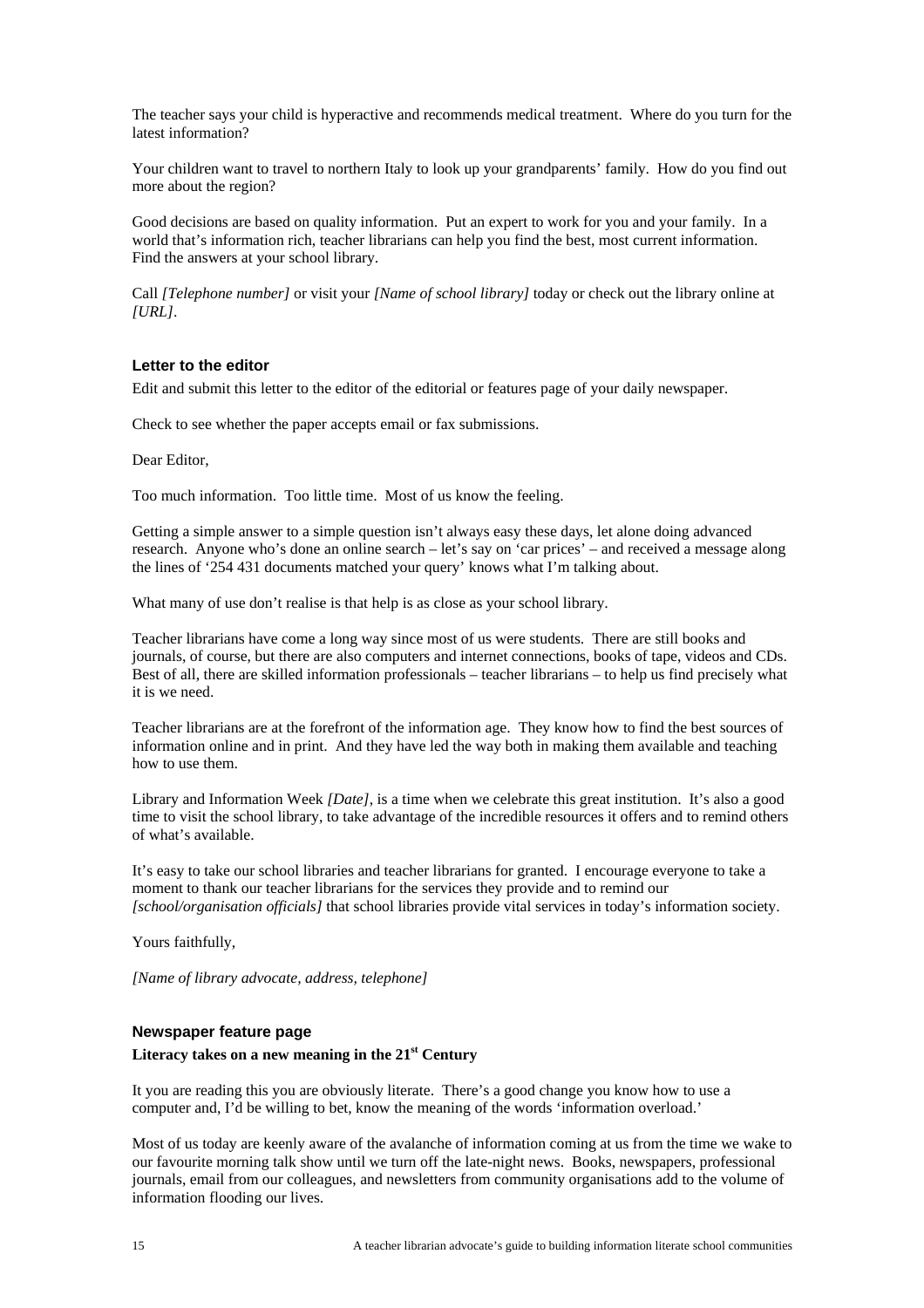The teacher says your child is hyperactive and recommends medical treatment. Where do you turn for the latest information?

Your children want to travel to northern Italy to look up your grandparents' family. How do you find out more about the region?

Good decisions are based on quality information. Put an expert to work for you and your family. In a world that's information rich, teacher librarians can help you find the best, most current information. Find the answers at your school library.

Call *[Telephone number]* or visit your *[Name of school library]* today or check out the library online at *[URL]*.

### Letter to the editor

Edit and submit this letter to the editor of the editorial or features page of your daily newspaper.

Check to see whether the paper accepts email or fax submissions.

Dear Editor,

Too much information. Too little time. Most of us know the feeling.

Getting a simple answer to a simple question isn't always easy these days, let alone doing advanced research. Anyone who's done an online search – let's say on 'car prices' – and received a message along the lines of '254 431 documents matched your query' knows what I'm talking about.

What many of use don't realise is that help is as close as your school library.

Teacher librarians have come a long way since most of us were students. There are still books and journals, of course, but there are also computers and internet connections, books of tape, videos and CDs. Best of all, there are skilled information professionals – teacher librarians – to help us find precisely what it is we need.

Teacher librarians are at the forefront of the information age. They know how to find the best sources of information online and in print. And they have led the way both in making them available and teaching how to use them.

Library and Information Week *[Date]*, is a time when we celebrate this great institution. It's also a good time to visit the school library, to take advantage of the incredible resources it offers and to remind others of what's available.

It's easy to take our school libraries and teacher librarians for granted. I encourage everyone to take a moment to thank our teacher librarians for the services they provide and to remind our *[school/organisation officials]* that school libraries provide vital services in today's information society.

Yours faithfully,

*[Name of library advocate, address, telephone]*

### Newspaper feature page

**Literacy takes on a new meaning in the 21st Century**

It you are reading this you are obviously literate. There's a good change you know how to use a computer and, I'd be willing to bet, know the meaning of the words 'information overload.'

Most of us today are keenly aware of the avalanche of information coming at us from the time we wake to our favourite morning talk show until we turn off the late-night news. Books, newspapers, professional journals, email from our colleagues, and newsletters from community organisations add to the volume of information flooding our lives.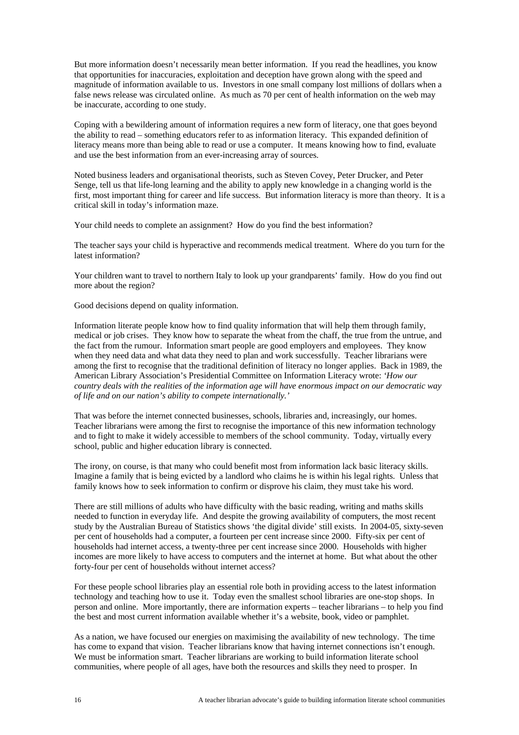But more information doesn't necessarily mean better information. If you read the headlines, you know that opportunities for inaccuracies, exploitation and deception have grown along with the speed and magnitude of information available to us. Investors in one small company lost millions of dollars when a false news release was circulated online. As much as 70 per cent of health information on the web may be inaccurate, according to one study.

Coping with a bewildering amount of information requires a new form of literacy, one that goes beyond the ability to read – something educators refer to as information literacy. This expanded definition of literacy means more than being able to read or use a computer. It means knowing how to find, evaluate and use the best information from an ever-increasing array of sources.

Noted business leaders and organisational theorists, such as Steven Covey, Peter Drucker, and Peter Senge, tell us that life-long learning and the ability to apply new knowledge in a changing world is the first, most important thing for career and life success. But information literacy is more than theory. It is a critical skill in today's information maze.

Your child needs to complete an assignment? How do you find the best information?

The teacher says your child is hyperactive and recommends medical treatment. Where do you turn for the latest information?

Your children want to travel to northern Italy to look up your grandparents' family. How do you find out more about the region?

Good decisions depend on quality information.

Information literate people know how to find quality information that will help them through family, medical or job crises. They know how to separate the wheat from the chaff, the true from the untrue, and the fact from the rumour. Information smart people are good employers and employees. They know when they need data and what data they need to plan and work successfully. Teacher librarians were among the first to recognise that the traditional definition of literacy no longer applies. Back in 1989, the American Library Association's Presidential Committee on Information Literacy wrote: *'How our country deals with the realities of the information age will have enormous impact on our democratic way of life and on our nation's ability to compete internationally.'*

That was before the internet connected businesses, schools, libraries and, increasingly, our homes. Teacher librarians were among the first to recognise the importance of this new information technology and to fight to make it widely accessible to members of the school community. Today, virtually every school, public and higher education library is connected.

The irony, on course, is that many who could benefit most from information lack basic literacy skills. Imagine a family that is being evicted by a landlord who claims he is within his legal rights. Unless that family knows how to seek information to confirm or disprove his claim, they must take his word.

There are still millions of adults who have difficulty with the basic reading, writing and maths skills needed to function in everyday life. And despite the growing availability of computers, the most recent study by the Australian Bureau of Statistics shows 'the digital divide' still exists. In 2004-05, sixty-seven per cent of households had a computer, a fourteen per cent increase since 2000. Fifty-six per cent of households had internet access, a twenty-three per cent increase since 2000. Households with higher incomes are more likely to have access to computers and the internet at home. But what about the other forty-four per cent of households without internet access?

For these people school libraries play an essential role both in providing access to the latest information technology and teaching how to use it. Today even the smallest school libraries are one-stop shops. In person and online. More importantly, there are information experts – teacher librarians – to help you find the best and most current information available whether it's a website, book, video or pamphlet.

As a nation, we have focused our energies on maximising the availability of new technology. The time has come to expand that vision. Teacher librarians know that having internet connections isn't enough. We must be information smart. Teacher librarians are working to build information literate school communities, where people of all ages, have both the resources and skills they need to prosper. In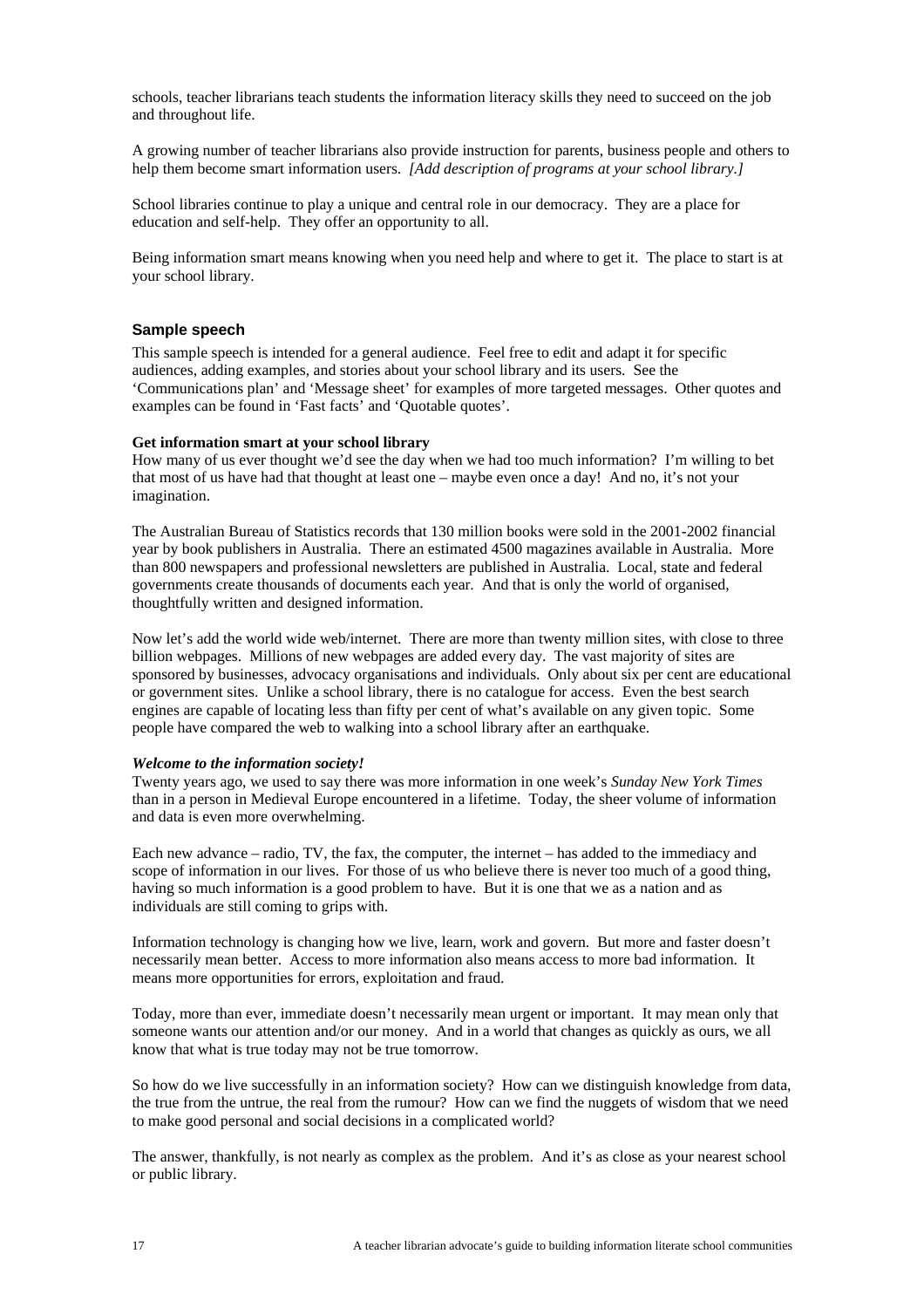schools, teacher librarians teach students the information literacy skills they need to succeed on the job and throughout life.

A growing number of teacher librarians also provide instruction for parents, business people and others to help them become smart information users. *[Add description of programs at your school library.]*

School libraries continue to play a unique and central role in our democracy. They are a place for education and self-help. They offer an opportunity to all.

Being information smart means knowing when you need help and where to get it. The place to start is at your school library.

### Sample speech

This sample speech is intended for a general audience. Feel free to edit and adapt it for specific audiences, adding examples, and stories about your school library and its users. See the 'Communications plan' and 'Message sheet' for examples of more targeted messages. Other quotes and examples can be found in 'Fast facts' and 'Quotable quotes'.

**Get information smart at your school library**

How many of us ever thought we'd see the day when we had too much information? I'm willing to bet that most of us have had that thought at least one – maybe even once a day! And no, it's not your imagination.

The Australian Bureau of Statistics records that 130 million books were sold in the 2001-2002 financial year by book publishers in Australia. There an estimated 4500 magazines available in Australia. More than 800 newspapers and professional newsletters are published in Australia. Local, state and federal governments create thousands of documents each year. And that is only the world of organised, thoughtfully written and designed information.

Now let's add the world wide web/internet. There are more than twenty million sites, with close to three billion webpages. Millions of new webpages are added every day. The vast majority of sites are sponsored by businesses, advocacy organisations and individuals. Only about six per cent are educational or government sites. Unlike a school library, there is no catalogue for access. Even the best search engines are capable of locating less than fifty per cent of what's available on any given topic. Some people have compared the web to walking into a school library after an earthquake.

***Welcome to the information society!***

Twenty years ago, we used to say there was more information in one week's *Sunday New York Times* than in a person in Medieval Europe encountered in a lifetime. Today, the sheer volume of information and data is even more overwhelming.

Each new advance – radio, TV, the fax, the computer, the internet – has added to the immediacy and scope of information in our lives. For those of us who believe there is never too much of a good thing, having so much information is a good problem to have. But it is one that we as a nation and as individuals are still coming to grips with.

Information technology is changing how we live, learn, work and govern. But more and faster doesn't necessarily mean better. Access to more information also means access to more bad information. It means more opportunities for errors, exploitation and fraud.

Today, more than ever, immediate doesn't necessarily mean urgent or important. It may mean only that someone wants our attention and/or our money. And in a world that changes as quickly as ours, we all know that what is true today may not be true tomorrow.

So how do we live successfully in an information society? How can we distinguish knowledge from data, the true from the untrue, the real from the rumour? How can we find the nuggets of wisdom that we need to make good personal and social decisions in a complicated world?

The answer, thankfully, is not nearly as complex as the problem. And it's as close as your nearest school or public library.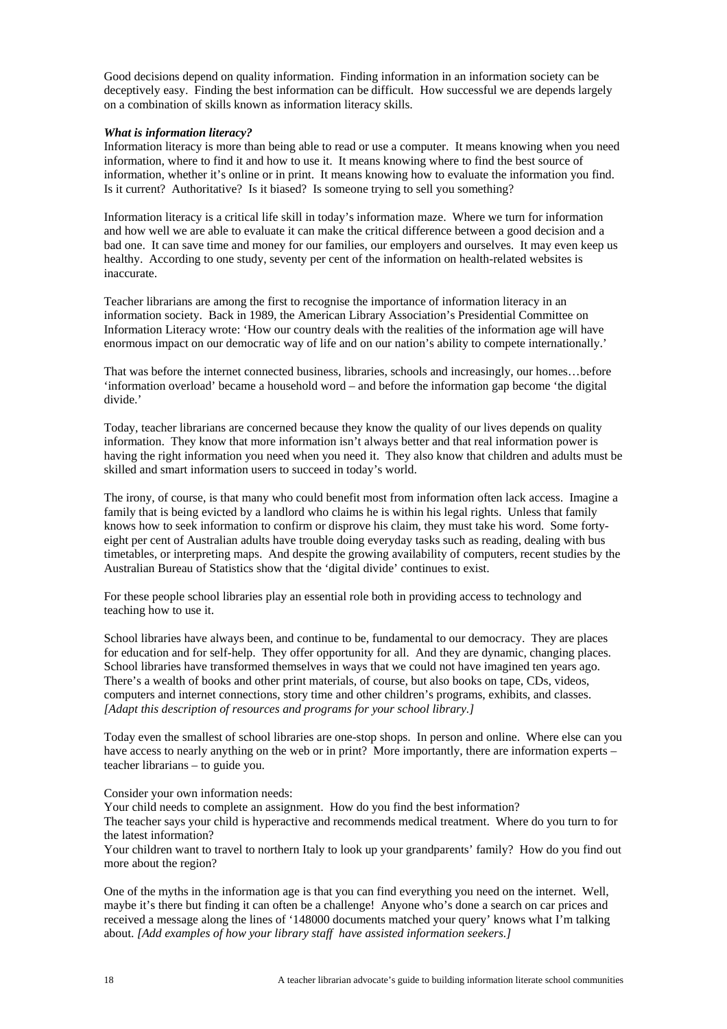Good decisions depend on quality information. Finding information in an information society can be deceptively easy. Finding the best information can be difficult. How successful we are depends largely on a combination of skills known as information literacy skills.

***What is information literacy?***

Information literacy is more than being able to read or use a computer. It means knowing when you need information, where to find it and how to use it. It means knowing where to find the best source of information, whether it's online or in print. It means knowing how to evaluate the information you find. Is it current? Authoritative? Is it biased? Is someone trying to sell you something?

Information literacy is a critical life skill in today's information maze. Where we turn for information and how well we are able to evaluate it can make the critical difference between a good decision and a bad one. It can save time and money for our families, our employers and ourselves. It may even keep us healthy. According to one study, seventy per cent of the information on health-related websites is inaccurate.

Teacher librarians are among the first to recognise the importance of information literacy in an information society. Back in 1989, the American Library Association's Presidential Committee on Information Literacy wrote: 'How our country deals with the realities of the information age will have enormous impact on our democratic way of life and on our nation's ability to compete internationally.'

That was before the internet connected business, libraries, schools and increasingly, our homes…before 'information overload' became a household word – and before the information gap become 'the digital divide.'

Today, teacher librarians are concerned because they know the quality of our lives depends on quality information. They know that more information isn't always better and that real information power is having the right information you need when you need it. They also know that children and adults must be skilled and smart information users to succeed in today's world.

The irony, of course, is that many who could benefit most from information often lack access. Imagine a family that is being evicted by a landlord who claims he is within his legal rights. Unless that family knows how to seek information to confirm or disprove his claim, they must take his word. Some forty-eight per cent of Australian adults have trouble doing everyday tasks such as reading, dealing with bus timetables, or interpreting maps. And despite the growing availability of computers, recent studies by the Australian Bureau of Statistics show that the 'digital divide' continues to exist.

For these people school libraries play an essential role both in providing access to technology and teaching how to use it.

School libraries have always been, and continue to be, fundamental to our democracy. They are places for education and for self-help. They offer opportunity for all. And they are dynamic, changing places. School libraries have transformed themselves in ways that we could not have imagined ten years ago. There's a wealth of books and other print materials, of course, but also books on tape, CDs, videos, computers and internet connections, story time and other children's programs, exhibits, and classes. *[Adapt this description of resources and programs for your school library.]*

Today even the smallest of school libraries are one-stop shops. In person and online. Where else can you have access to nearly anything on the web or in print? More importantly, there are information experts – teacher librarians – to guide you.

Consider your own information needs:

Your child needs to complete an assignment. How do you find the best information?

The teacher says your child is hyperactive and recommends medical treatment. Where do you turn to for the latest information?

Your children want to travel to northern Italy to look up your grandparents' family? How do you find out more about the region?

One of the myths in the information age is that you can find everything you need on the internet. Well, maybe it's there but finding it can often be a challenge! Anyone who's done a search on car prices and received a message along the lines of '148000 documents matched your query' knows what I'm talking about. *[Add examples of how your library staff have assisted information seekers.]*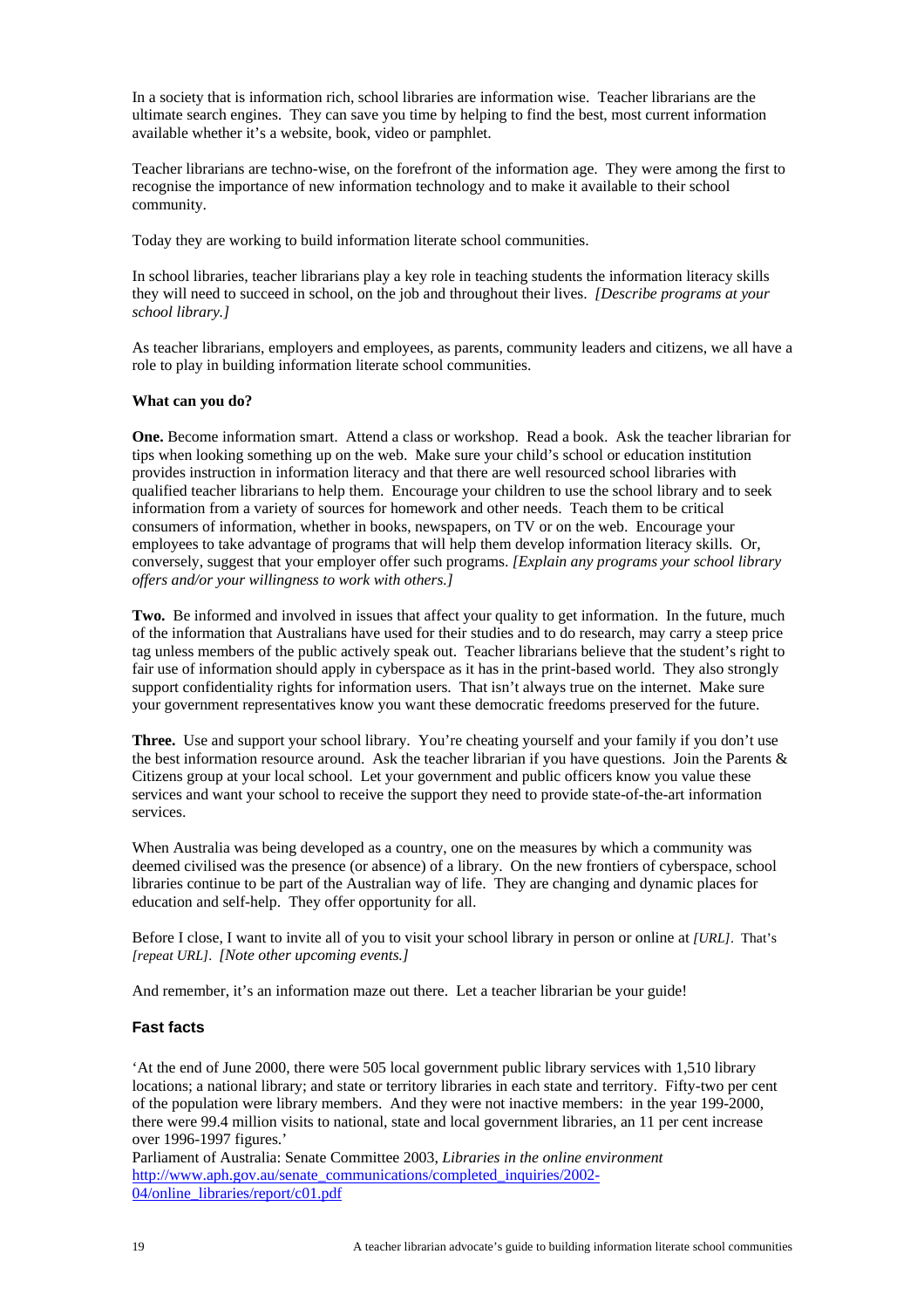In a society that is information rich, school libraries are information wise. Teacher librarians are the ultimate search engines. They can save you time by helping to find the best, most current information available whether it's a website, book, video or pamphlet.

Teacher librarians are techno-wise, on the forefront of the information age. They were among the first to recognise the importance of new information technology and to make it available to their school community.

Today they are working to build information literate school communities.

In school libraries, teacher librarians play a key role in teaching students the information literacy skills they will need to succeed in school, on the job and throughout their lives. *[Describe programs at your school library.]*

As teacher librarians, employers and employees, as parents, community leaders and citizens, we all have a role to play in building information literate school communities.

**What can you do?**

**One.** Become information smart. Attend a class or workshop. Read a book. Ask the teacher librarian for tips when looking something up on the web. Make sure your child's school or education institution provides instruction in information literacy and that there are well resourced school libraries with qualified teacher librarians to help them. Encourage your children to use the school library and to seek information from a variety of sources for homework and other needs. Teach them to be critical consumers of information, whether in books, newspapers, on TV or on the web. Encourage your employees to take advantage of programs that will help them develop information literacy skills. Or, conversely, suggest that your employer offer such programs. *[Explain any programs your school library offers and/or your willingness to work with others.]*

**Two.** Be informed and involved in issues that affect your quality to get information. In the future, much of the information that Australians have used for their studies and to do research, may carry a steep price tag unless members of the public actively speak out. Teacher librarians believe that the student's right to fair use of information should apply in cyberspace as it has in the print-based world. They also strongly support confidentiality rights for information users. That isn't always true on the internet. Make sure your government representatives know you want these democratic freedoms preserved for the future.

**Three.** Use and support your school library. You're cheating yourself and your family if you don't use the best information resource around. Ask the teacher librarian if you have questions. Join the Parents & Citizens group at your local school. Let your government and public officers know you value these services and want your school to receive the support they need to provide state-of-the-art information services.

When Australia was being developed as a country, one on the measures by which a community was deemed civilised was the presence (or absence) of a library. On the new frontiers of cyberspace, school libraries continue to be part of the Australian way of life. They are changing and dynamic places for education and self-help. They offer opportunity for all.

Before I close, I want to invite all of you to visit your school library in person or online at *[URL]*. That's *[repeat URL]*. *[Note other upcoming events.]*

And remember, it's an information maze out there. Let a teacher librarian be your guide!

### Fast facts

'At the end of June 2000, there were 505 local government public library services with 1,510 library locations; a national library; and state or territory libraries in each state and territory. Fifty-two per cent of the population were library members. And they were not inactive members: in the year 199-2000, there were 99.4 million visits to national, state and local government libraries, an 11 per cent increase over 1996-1997 figures.'

Parliament of Australia: Senate Committee 2003, *Libraries in the online environment*
http://www.aph.gov.au/senate_communications/completed_inquiries/2002-04/online_libraries/report/c01.pdf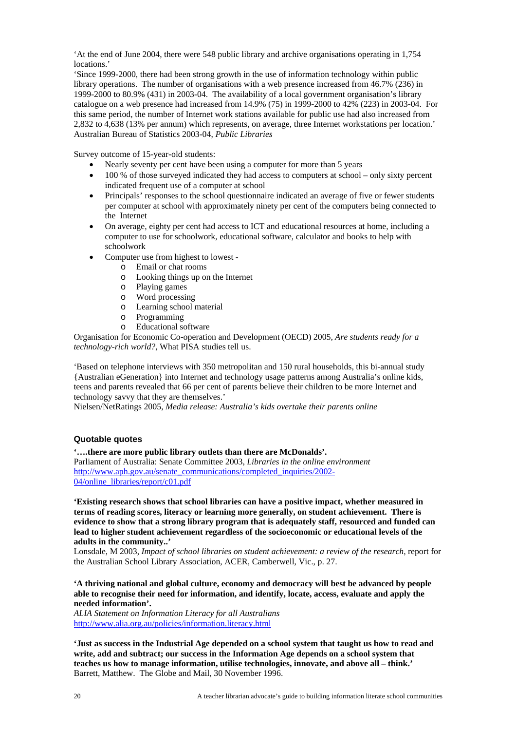'At the end of June 2004, there were 548 public library and archive organisations operating in 1,754 locations.'

'Since 1999-2000, there had been strong growth in the use of information technology within public library operations. The number of organisations with a web presence increased from 46.7% (236) in 1999-2000 to 80.9% (431) in 2003-04. The availability of a local government organisation's library catalogue on a web presence had increased from 14.9% (75) in 1999-2000 to 42% (223) in 2003-04. For this same period, the number of Internet work stations available for public use had also increased from 2,832 to 4,638 (13% per annum) which represents, on average, three Internet workstations per location.'
Australian Bureau of Statistics 2003-04, *Public Libraries*

Survey outcome of 15-year-old students:

- Nearly seventy per cent have been using a computer for more than 5 years
- 100 % of those surveyed indicated they had access to computers at school – only sixty percent indicated frequent use of a computer at school
- Principals' responses to the school questionnaire indicated an average of five or fewer students per computer at school with approximately ninety per cent of the computers being connected to the Internet
- On average, eighty per cent had access to ICT and educational resources at home, including a computer to use for schoolwork, educational software, calculator and books to help with schoolwork
- Computer use from highest to lowest -
  - Email or chat rooms
  - Looking things up on the Internet
  - Playing games
  - Word processing
  - Learning school material
  - Programming
  - Educational software

Organisation for Economic Co-operation and Development (OECD) 2005, *Are students ready for a technology-rich world?*, What PISA studies tell us.

'Based on telephone interviews with 350 metropolitan and 150 rural households, this bi-annual study {Australian eGeneration} into Internet and technology usage patterns among Australia's online kids, teens and parents revealed that 66 per cent of parents believe their children to be more Internet and technology savvy that they are themselves.'
Nielsen/NetRatings 2005, *Media release: Australia's kids overtake their parents online*

## Quotable quotes

**'….there are more public library outlets than there are McDonalds'.**
Parliament of Australia: Senate Committee 2003, *Libraries in the online environment*
http://www.aph.gov.au/senate_communications/completed_inquiries/2002-04/online_libraries/report/c01.pdf

**'Existing research shows that school libraries can have a positive impact, whether measured in terms of reading scores, literacy or learning more generally, on student achievement. There is evidence to show that a strong library program that is adequately staff, resourced and funded can lead to higher student achievement regardless of the socioeconomic or educational levels of the adults in the community..'**
Lonsdale, M 2003, *Impact of school libraries on student achievement: a review of the research*, report for the Australian School Library Association, ACER, Camberwell, Vic., p. 27.

**'A thriving national and global culture, economy and democracy will best be advanced by people able to recognise their need for information, and identify, locate, access, evaluate and apply the needed information'.**
*ALIA Statement on Information Literacy for all Australians*
http://www.alia.org.au/policies/information.literacy.html

**'Just as success in the Industrial Age depended on a school system that taught us how to read and write, add and subtract; our success in the Information Age depends on a school system that teaches us how to manage information, utilise technologies, innovate, and above all – think.'**
Barrett, Matthew. The Globe and Mail, 30 November 1996.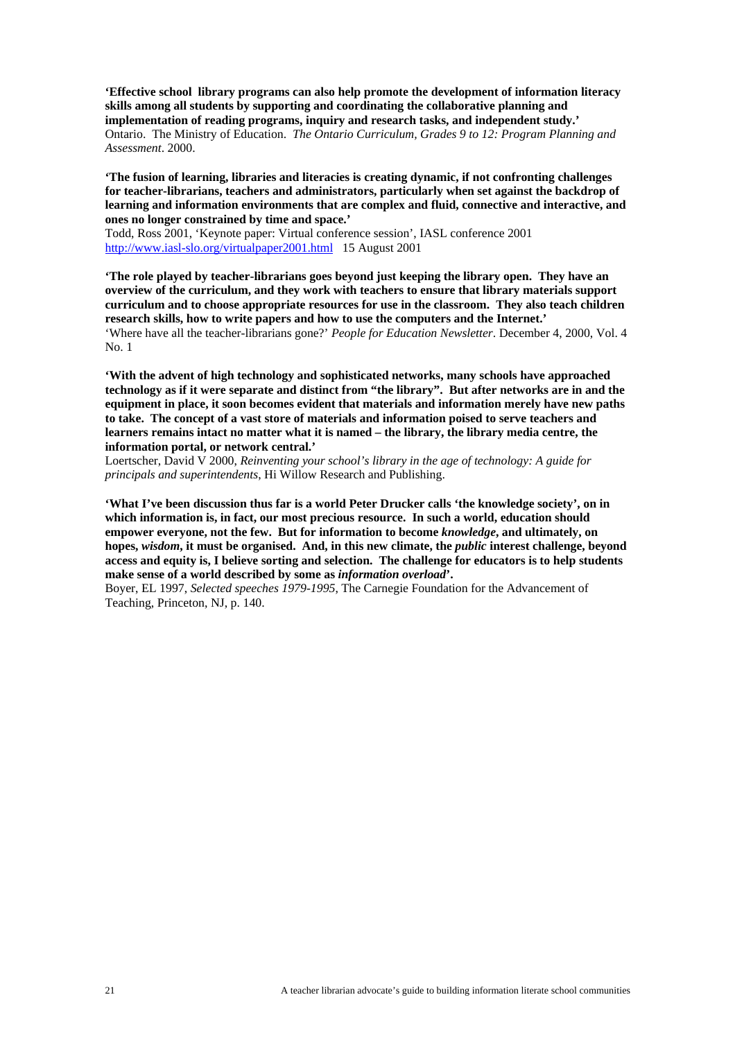**'Effective school library programs can also help promote the development of information literacy skills among all students by supporting and coordinating the collaborative planning and implementation of reading programs, inquiry and research tasks, and independent study.'**
Ontario. The Ministry of Education. *The Ontario Curriculum, Grades 9 to 12: Program Planning and Assessment*. 2000.

**'The fusion of learning, libraries and literacies is creating dynamic, if not confronting challenges for teacher-librarians, teachers and administrators, particularly when set against the backdrop of learning and information environments that are complex and fluid, connective and interactive, and ones no longer constrained by time and space.'**
Todd, Ross 2001, 'Keynote paper: Virtual conference session', IASL conference 2001 http://www.iasl-slo.org/virtualpaper2001.html 15 August 2001

**'The role played by teacher-librarians goes beyond just keeping the library open. They have an overview of the curriculum, and they work with teachers to ensure that library materials support curriculum and to choose appropriate resources for use in the classroom. They also teach children research skills, how to write papers and how to use the computers and the Internet.'**
'Where have all the teacher-librarians gone?' *People for Education Newsletter*. December 4, 2000, Vol. 4 No. 1

**'With the advent of high technology and sophisticated networks, many schools have approached technology as if it were separate and distinct from "the library". But after networks are in and the equipment in place, it soon becomes evident that materials and information merely have new paths to take. The concept of a vast store of materials and information poised to serve teachers and learners remains intact no matter what it is named – the library, the library media centre, the information portal, or network central.'**
Loertscher, David V 2000, *Reinventing your school's library in the age of technology: A guide for principals and superintendents*, Hi Willow Research and Publishing.

**'What I've been discussion thus far is a world Peter Drucker calls 'the knowledge society', on in which information is, in fact, our most precious resource. In such a world, education should empower everyone, not the few. But for information to become *knowledge*, and ultimately, on hopes, *wisdom*, it must be organised. And, in this new climate, the *public* interest challenge, beyond access and equity is, I believe sorting and selection. The challenge for educators is to help students make sense of a world described by some as *information overload*'.**
Boyer, EL 1997, *Selected speeches 1979-1995*, The Carnegie Foundation for the Advancement of Teaching, Princeton, NJ, p. 140.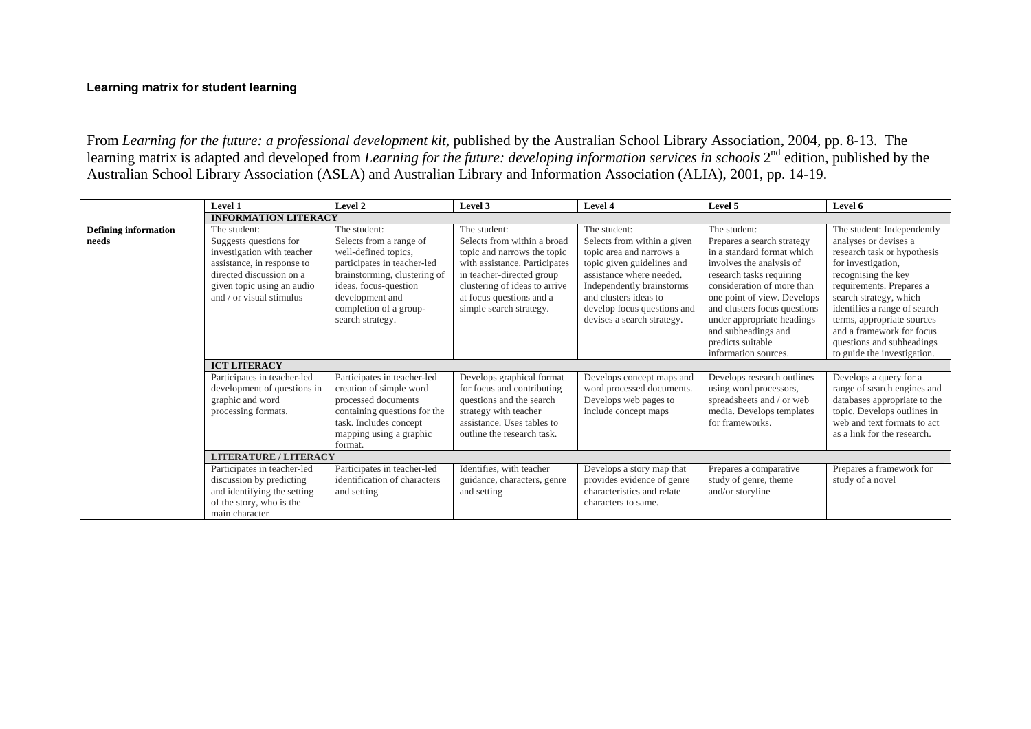**Learning matrix for student learning**

From *Learning for the future: a professional development kit*, published by the Australian School Library Association, 2004, pp. 8-13. The learning matrix is adapted and developed from *Learning for the future: developing information services in schools* 2nd edition, published by the Australian School Library Association (ASLA) and Australian Library and Information Association (ALIA), 2001, pp. 14-19.

| | Level 1 | Level 2 | Level 3 | Level 4 | Level 5 | Level 6 |
|---|---|---|---|---|---|---|
| | **INFORMATION LITERACY** | | | | | |
| **Defining information needs** | The student: Suggests questions for investigation with teacher assistance, in response to directed discussion on a given topic using an audio and / or visual stimulus | The student: Selects from a range of well-defined topics, participates in teacher-led brainstorming, clustering of ideas, focus-question development and completion of a group-search strategy. | The student: Selects from within a broad topic and narrows the topic with assistance. Participates in teacher-directed group clustering of ideas to arrive at focus questions and a simple search strategy. | The student: Selects from within a given topic area and narrows a topic given guidelines and assistance where needed. Independently brainstorms and clusters ideas to develop focus questions and devises a search strategy. | The student: Prepares a search strategy in a standard format which involves the analysis of research tasks requiring consideration of more than one point of view. Develops and clusters focus questions under appropriate headings and subheadings and predicts suitable information sources. | The student: Independently analyses or devises a research task or hypothesis for investigation, recognising the key requirements. Prepares a search strategy, which identifies a range of search terms, appropriate sources and a framework for focus questions and subheadings to guide the investigation. |
| | **ICT LITERACY** | | | | | |
| | Participates in teacher-led development of questions in graphic and word processing formats. | Participates in teacher-led creation of simple word processed documents containing questions for the task. Includes concept mapping using a graphic format. | Develops graphical format for focus and contributing questions and the search strategy with teacher assistance. Uses tables to outline the research task. | Develops concept maps and word processed documents. Develops web pages to include concept maps | Develops research outlines using word processors, spreadsheets and / or web media. Develops templates for frameworks. | Develops a query for a range of search engines and databases appropriate to the topic. Develops outlines in web and text formats to act as a link for the research. |
| | **LITERATURE / LITERACY** | | | | | |
| | Participates in teacher-led discussion by predicting and identifying the setting of the story, who is the main character | Participates in teacher-led identification of characters and setting | Identifies, with teacher guidance, characters, genre and setting | Develops a story map that provides evidence of genre characteristics and relate characters to same. | Prepares a comparative study of genre, theme and/or storyline | Prepares a framework for study of a novel |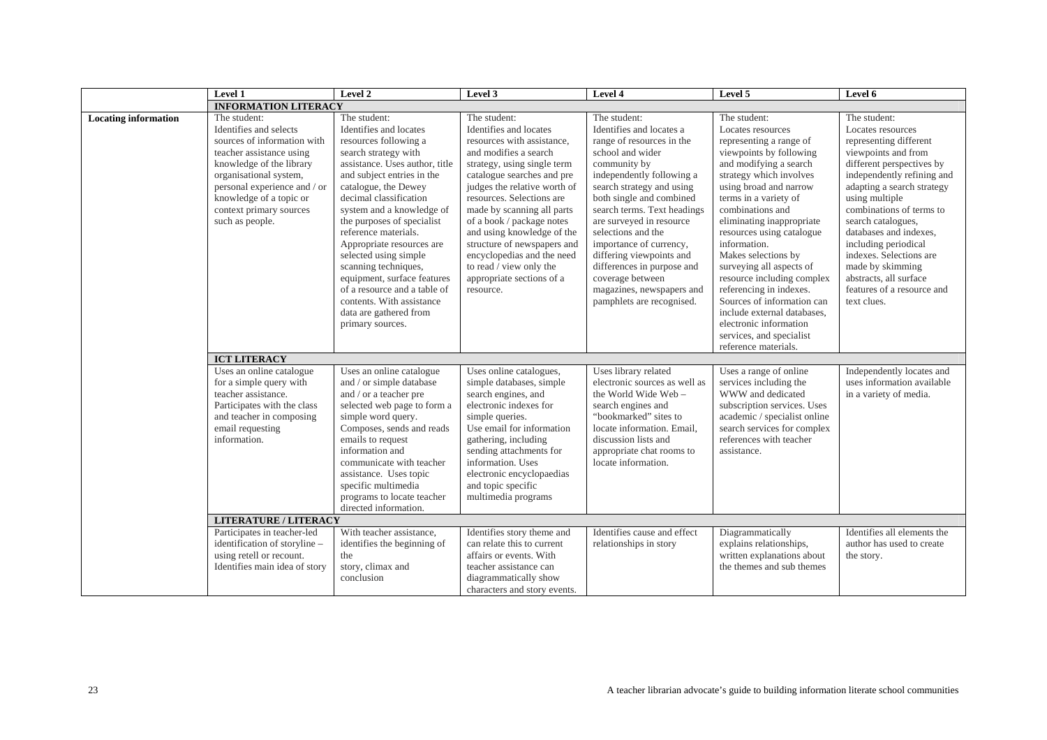| | Level 1 | Level 2 | Level 3 | Level 4 | Level 5 | Level 6 |
|---|---|---|---|---|---|---|
| | **INFORMATION LITERACY** | | | | | |
| **Locating information** | The student: Identifies and selects sources of information with teacher assistance using knowledge of the library organisational system, personal experience and / or knowledge of a topic or context primary sources such as people. | The student: Identifies and locates resources following a search strategy with assistance. Uses author, title and subject entries in the catalogue, the Dewey decimal classification system and a knowledge of the purposes of specialist reference materials. Appropriate resources are selected using simple scanning techniques, equipment, surface features of a resource and a table of contents. With assistance data are gathered from primary sources. | The student: Identifies and locates resources with assistance, and modifies a search strategy, using single term catalogue searches and pre judges the relative worth of resources. Selections are made by scanning all parts of a book / package notes and using knowledge of the structure of newspapers and encyclopedias and the need to read / view only the appropriate sections of a resource. | The student: Identifies and locates a range of resources in the school and wider community by independently following a search strategy and using both single and combined search terms. Text headings are surveyed in resource selections and the importance of currency, differing viewpoints and differences in purpose and coverage between magazines, newspapers and pamphlets are recognised. | The student: Locates resources representing a range of viewpoints by following and modifying a search strategy which involves using broad and narrow terms in a variety of combinations and eliminating inappropriate resources using catalogue information. Makes selections by surveying all aspects of resource including complex referencing in indexes. Sources of information can include external databases, electronic information services, and specialist reference materials. | The student: Locates resources representing different viewpoints and from different perspectives by independently refining and adapting a search strategy using multiple combinations of terms to search catalogues, databases and indexes, including periodical indexes. Selections are made by skimming abstracts, all surface features of a resource and text clues. |
| | **ICT LITERACY** | | | | | |
| | Uses an online catalogue for a simple query with teacher assistance. Participates with the class and teacher in composing email requesting information. | Uses an online catalogue and / or simple database and / or a teacher pre selected web page to form a simple word query. Composes, sends and reads emails to request information and communicate with teacher assistance. Uses topic specific multimedia programs to locate teacher directed information. | Uses online catalogues, simple databases, simple search engines, and electronic indexes for simple queries. Use email for information gathering, including sending attachments for information. Uses electronic encyclopaedias and topic specific multimedia programs | Uses library related electronic sources as well as the World Wide Web – search engines and "bookmarked" sites to locate information. Email, discussion lists and appropriate chat rooms to locate information. | Uses a range of online services including the WWW and dedicated subscription services. Uses academic / specialist online search services for complex references with teacher assistance. | Independently locates and uses information available in a variety of media. |
| | **LITERATURE / LITERACY** | | | | | |
| | Participates in teacher-led identification of storyline – using retell or recount. Identifies main idea of story | With teacher assistance, identifies the beginning of the story, climax and conclusion | Identifies story theme and can relate this to current affairs or events. With teacher assistance can diagrammatically show characters and story events. | Identifies cause and effect relationships in story | Diagrammatically explains relationships, written explanations about the themes and sub themes | Identifies all elements the author has used to create the story. |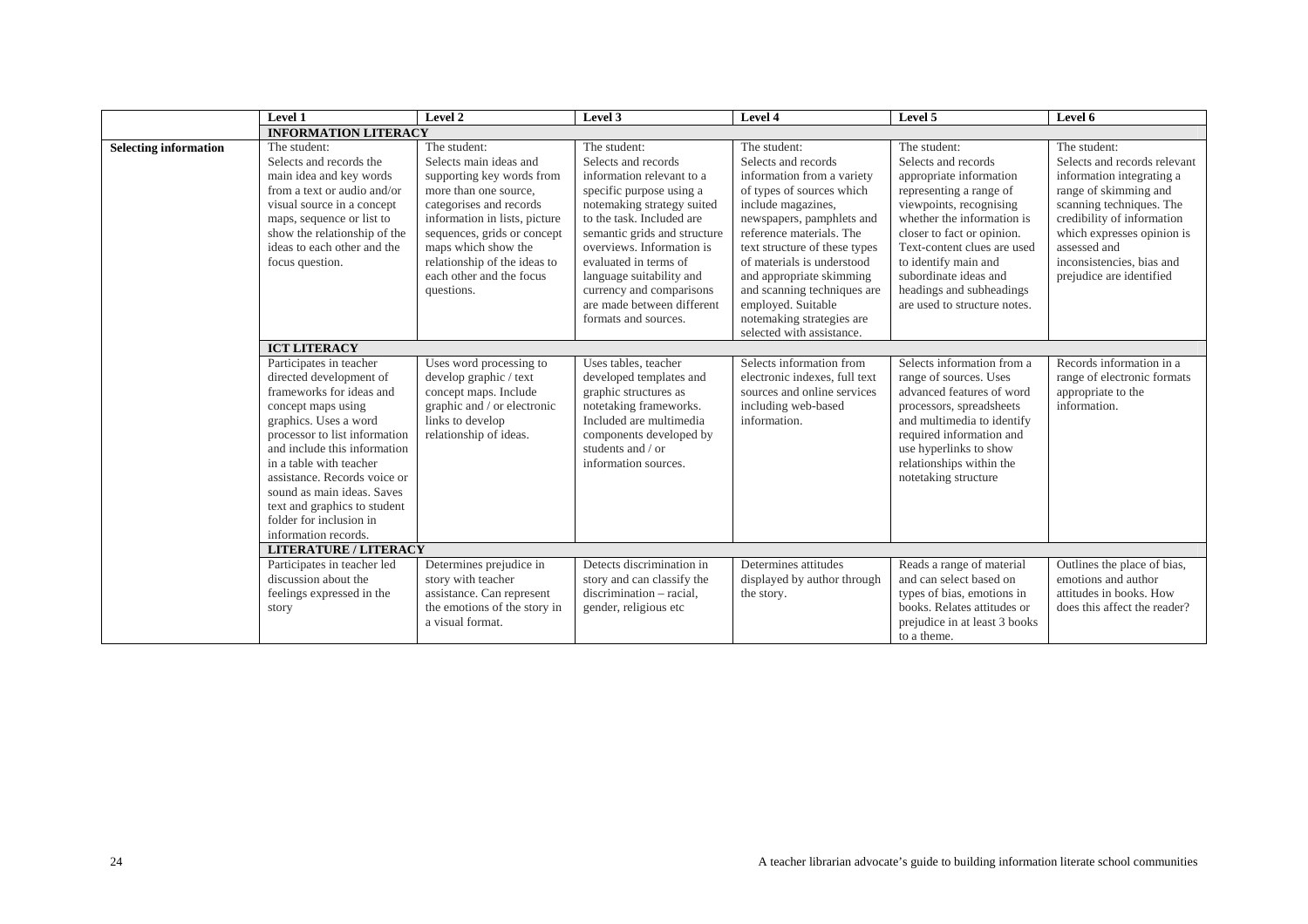| | Level 1 | Level 2 | Level 3 | Level 4 | Level 5 | Level 6 |
|---|---|---|---|---|---|---|
| | **INFORMATION LITERACY** | | | | | |
| **Selecting information** | The student: Selects and records the main idea and key words from a text or audio and/or visual source in a concept maps, sequence or list to show the relationship of the ideas to each other and the focus question. | The student: Selects main ideas and supporting key words from more than one source, categorises and records information in lists, picture sequences, grids or concept maps which show the relationship of the ideas to each other and the focus questions. | The student: Selects and records information relevant to a specific purpose using a notemaking strategy suited to the task. Included are semantic grids and structure overviews. Information is evaluated in terms of language suitability and currency and comparisons are made between different formats and sources. | The student: Selects and records information from a variety of types of sources which include magazines, newspapers, pamphlets and reference materials. The text structure of these types of materials is understood and appropriate skimming and scanning techniques are employed. Suitable notemaking strategies are selected with assistance. | The student: Selects and records appropriate information representing a range of viewpoints, recognising whether the information is closer to fact or opinion. Text-content clues are used to identify main and subordinate ideas and headings and subheadings are used to structure notes. | The student: Selects and records relevant information integrating a range of skimming and scanning techniques. The credibility of information which expresses opinion is assessed and inconsistencies, bias and prejudice are identified |
| | **ICT LITERACY** | | | | | |
| | Participates in teacher directed development of frameworks for ideas and concept maps using graphics. Uses a word processor to list information and include this information in a table with teacher assistance. Records voice or sound as main ideas. Saves text and graphics to student folder for inclusion in information records. | Uses word processing to develop graphic / text concept maps. Include graphic and / or electronic links to develop relationship of ideas. | Uses tables, teacher developed templates and graphic structures as notetaking frameworks. Included are multimedia components developed by students and / or information sources. | Selects information from electronic indexes, full text sources and online services including web-based information. | Selects information from a range of sources. Uses advanced features of word processors, spreadsheets and multimedia to identify required information and use hyperlinks to show relationships within the notetaking structure | Records information in a range of electronic formats appropriate to the information. |
| | **LITERATURE / LITERACY** | | | | | |
| | Participates in teacher led discussion about the feelings expressed in the story | Determines prejudice in story with teacher assistance. Can represent the emotions of the story in a visual format. | Detects discrimination in story and can classify the discrimination – racial, gender, religious etc | Determines attitudes displayed by author through the story. | Reads a range of material and can select based on types of bias, emotions in books. Relates attitudes or prejudice in at least 3 books to a theme. | Outlines the place of bias, emotions and author attitudes in books. How does this affect the reader? |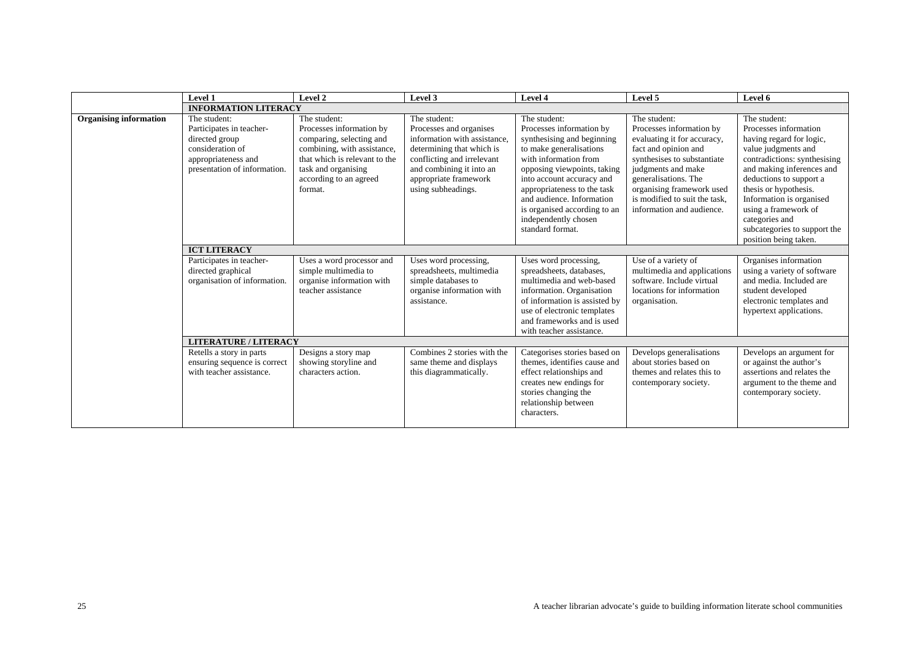| | Level 1 | Level 2 | Level 3 | Level 4 | Level 5 | Level 6 |
|---|---|---|---|---|---|---|
| | **INFORMATION LITERACY** | | | | | |
| **Organising information** | The student: Participates in teacher-directed group consideration of appropriateness and presentation of information. | The student: Processes information by comparing, selecting and combining, with assistance, that which is relevant to the task and organising according to an agreed format. | The student: Processes and organises information with assistance, determining that which is conflicting and irrelevant and combining it into an appropriate framework using subheadings. | The student: Processes information by synthesising and beginning to make generalisations with information from opposing viewpoints, taking into account accuracy and appropriateness to the task and audience. Information is organised according to an independently chosen standard format. | The student: Processes information by evaluating it for accuracy, fact and opinion and synthesises to substantiate judgments and make generalisations. The organising framework used is modified to suit the task, information and audience. | The student: Processes information having regard for logic, value judgments and contradictions: synthesising and making inferences and deductions to support a thesis or hypothesis. Information is organised using a framework of categories and subcategories to support the position being taken. |
| | **ICT LITERACY** | | | | | |
| | Participates in teacher-directed graphical organisation of information. | Uses a word processor and simple multimedia to organise information with teacher assistance | Uses word processing, spreadsheets, multimedia simple databases to organise information with assistance. | Uses word processing, spreadsheets, databases, multimedia and web-based information. Organisation of information is assisted by use of electronic templates and frameworks and is used with teacher assistance. | Use of a variety of multimedia and applications software. Include virtual locations for information organisation. | Organises information using a variety of software and media. Included are student developed electronic templates and hypertext applications. |
| | **LITERATURE / LITERACY** | | | | | |
| | Retells a story in parts ensuring sequence is correct with teacher assistance. | Designs a story map showing storyline and characters action. | Combines 2 stories with the same theme and displays this diagrammatically. | Categorises stories based on themes, identifies cause and effect relationships and creates new endings for stories changing the relationship between characters. | Develops generalisations about stories based on themes and relates this to contemporary society. | Develops an argument for or against the author's assertions and relates the argument to the theme and contemporary society. |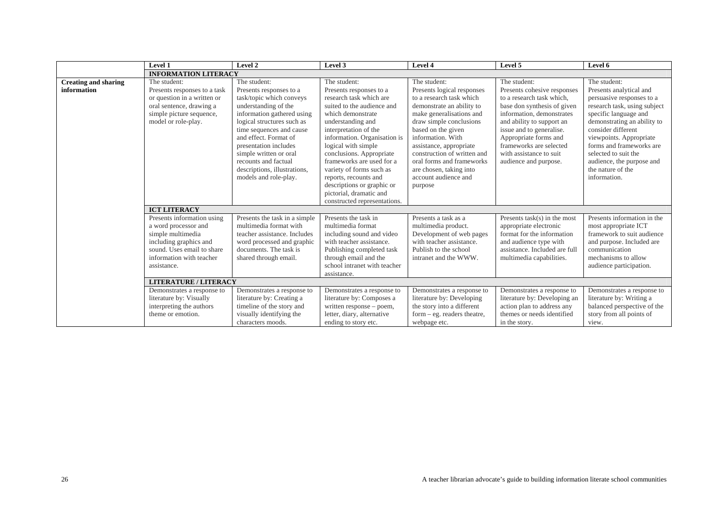| | Level 1 | Level 2 | Level 3 | Level 4 | Level 5 | Level 6 |
|---|---|---|---|---|---|---|
| | **INFORMATION LITERACY** | | | | | |
| **Creating and sharing information** | The student: Presents responses to a task or question in a written or oral sentence, drawing a simple picture sequence, model or role-play. | The student: Presents responses to a task/topic which conveys understanding of the information gathered using logical structures such as time sequences and cause and effect. Format of presentation includes simple written or oral recounts and factual descriptions, illustrations, models and role-play. | The student: Presents responses to a research task which are suited to the audience and which demonstrate understanding and interpretation of the information. Organisation is logical with simple conclusions. Appropriate frameworks are used for a variety of forms such as reports, recounts and descriptions or graphic or pictorial, dramatic and constructed representations. | The student: Presents logical responses to a research task which demonstrate an ability to make generalisations and draw simple conclusions based on the given information. With assistance, appropriate construction of written and oral forms and frameworks are chosen, taking into account audience and purpose | The student: Presents cohesive responses to a research task which, base don synthesis of given information, demonstrates and ability to support an issue and to generalise. Appropriate forms and frameworks are selected with assistance to suit audience and purpose. | The student: Presents analytical and persuasive responses to a research task, using subject specific language and demonstrating an ability to consider different viewpoints. Appropriate forms and frameworks are selected to suit the audience, the purpose and the nature of the information. |
| | **ICT LITERACY** | | | | | |
| | Presents information using a word processor and simple multimedia including graphics and sound. Uses email to share information with teacher assistance. | Presents the task in a simple multimedia format with teacher assistance. Includes word processed and graphic documents. The task is shared through email. | Presents the task in multimedia format including sound and video with teacher assistance. Publishing completed task through email and the school intranet with teacher assistance. | Presents a task as a multimedia product. Development of web pages with teacher assistance. Publish to the school intranet and the WWW. | Presents task(s) in the most appropriate electronic format for the information and audience type with assistance. Included are full multimedia capabilities. | Presents information in the most appropriate ICT framework to suit audience and purpose. Included are communication mechanisms to allow audience participation. |
| | **LITERATURE / LITERACY** | | | | | |
| | Demonstrates a response to literature by: Visually interpreting the authors theme or emotion. | Demonstrates a response to literature by: Creating a timeline of the story and visually identifying the characters moods. | Demonstrates a response to literature by: Composes a written response – poem, letter, diary, alternative ending to story etc. | Demonstrates a response to literature by: Developing the story into a different form – eg. readers theatre, webpage etc. | Demonstrates a response to literature by: Developing an action plan to address any themes or needs identified in the story. | Demonstrates a response to literature by: Writing a balanced perspective of the story from all points of view. |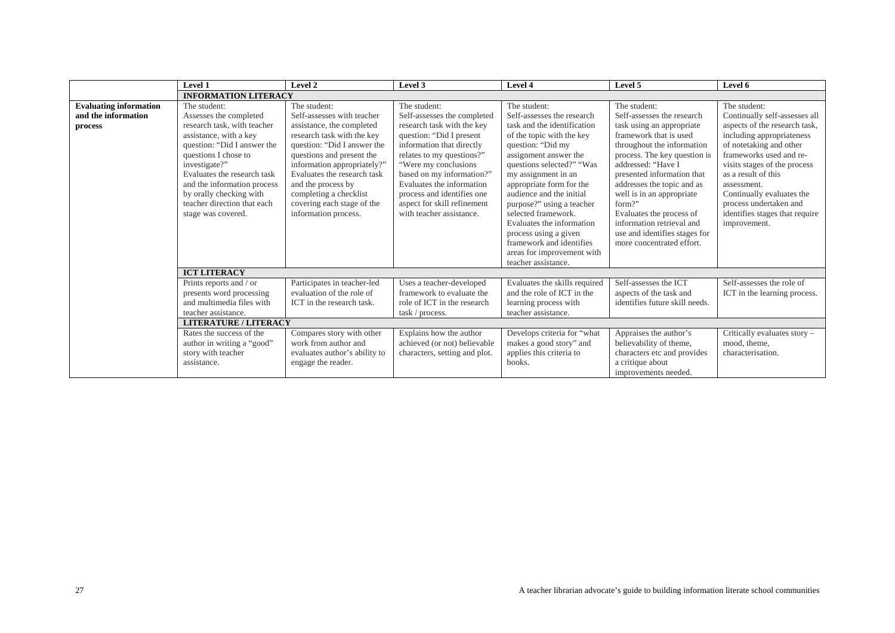| | Level 1 | Level 2 | Level 3 | Level 4 | Level 5 | Level 6 |
|---|---|---|---|---|---|---|
| | **INFORMATION LITERACY** | | | | | |
| **Evaluating information and the information process** | The student: Assesses the completed research task, with teacher assistance, with a key question: "Did I answer the questions I chose to investigate?" Evaluates the research task and the information process by orally checking with teacher direction that each stage was covered. | The student: Self-assesses with teacher assistance, the completed research task with the key question: "Did I answer the questions and present the information appropriately?" Evaluates the research task and the process by completing a checklist covering each stage of the information process. | The student: Self-assesses the completed research task with the key question: "Did I present information that directly relates to my questions?" "Were my conclusions based on my information?" Evaluates the information process and identifies one aspect for skill refinement with teacher assistance. | The student: Self-assesses the research task and the identification of the topic with the key question: "Did my assignment answer the questions selected?" "Was my assignment in an appropriate form for the audience and the initial purpose?" using a teacher selected framework. Evaluates the information process using a given framework and identifies areas for improvement with teacher assistance. | The student: Self-assesses the research task using an appropriate framework that is used throughout the information process. The key question is addressed: "Have I presented information that addresses the topic and as well is in an appropriate form?" Evaluates the process of information retrieval and use and identifies stages for more concentrated effort. | The student: Continually self-assesses all aspects of the research task, including appropriateness of notetaking and other frameworks used and re-visits stages of the process as a result of this assessment. Continually evaluates the process undertaken and identifies stages that require improvement. |
| | **ICT LITERACY** | | | | | |
| | Prints reports and / or presents word processing and multimedia files with teacher assistance. | Participates in teacher-led evaluation of the role of ICT in the research task. | Uses a teacher-developed framework to evaluate the role of ICT in the research task / process. | Evaluates the skills required and the role of ICT in the learning process with teacher assistance. | Self-assesses the ICT aspects of the task and identifies future skill needs. | Self-assesses the role of ICT in the learning process. |
| | **LITERATURE / LITERACY** | | | | | |
| | Rates the success of the author in writing a "good" story with teacher assistance. | Compares story with other work from author and evaluates author's ability to engage the reader. | Explains how the author achieved (or not) believable characters, setting and plot. | Develops criteria for "what makes a good story" and applies this criteria to books. | Appraises the author's believability of theme, characters etc and provides a critique about improvements needed. | Critically evaluates story – mood, theme, characterisation. |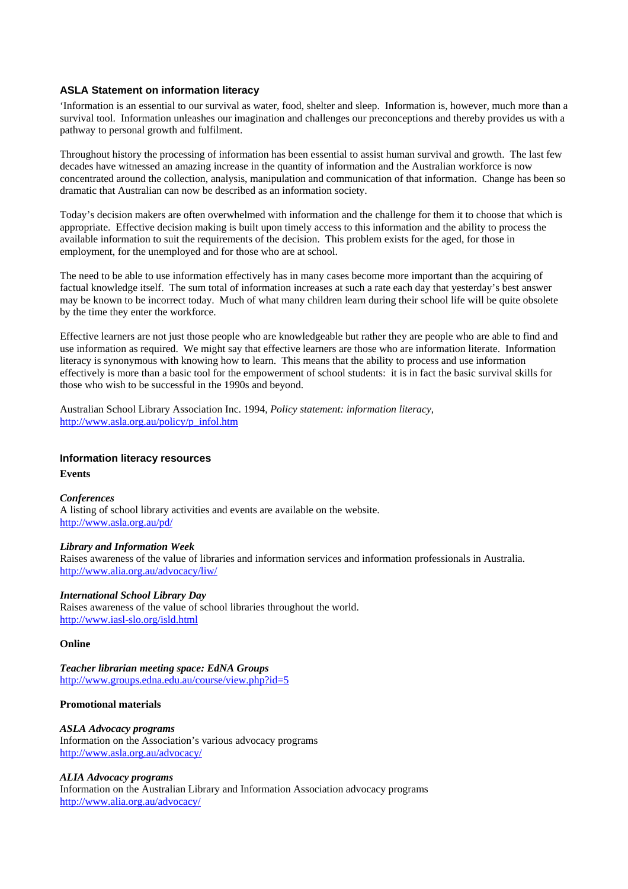### ASLA Statement on information literacy

'Information is an essential to our survival as water, food, shelter and sleep. Information is, however, much more than a survival tool. Information unleashes our imagination and challenges our preconceptions and thereby provides us with a pathway to personal growth and fulfilment.

Throughout history the processing of information has been essential to assist human survival and growth. The last few decades have witnessed an amazing increase in the quantity of information and the Australian workforce is now concentrated around the collection, analysis, manipulation and communication of that information. Change has been so dramatic that Australian can now be described as an information society.

Today's decision makers are often overwhelmed with information and the challenge for them it to choose that which is appropriate. Effective decision making is built upon timely access to this information and the ability to process the available information to suit the requirements of the decision. This problem exists for the aged, for those in employment, for the unemployed and for those who are at school.

The need to be able to use information effectively has in many cases become more important than the acquiring of factual knowledge itself. The sum total of information increases at such a rate each day that yesterday's best answer may be known to be incorrect today. Much of what many children learn during their school life will be quite obsolete by the time they enter the workforce.

Effective learners are not just those people who are knowledgeable but rather they are people who are able to find and use information as required. We might say that effective learners are those who are information literate. Information literacy is synonymous with knowing how to learn. This means that the ability to process and use information effectively is more than a basic tool for the empowerment of school students: it is in fact the basic survival skills for those who wish to be successful in the 1990s and beyond.

Australian School Library Association Inc. 1994, *Policy statement: information literacy*, http://www.asla.org.au/policy/p_infol.htm

### Information literacy resources

**Events**

***Conferences***
A listing of school library activities and events are available on the website.
http://www.asla.org.au/pd/

***Library and Information Week***
Raises awareness of the value of libraries and information services and information professionals in Australia.
http://www.alia.org.au/advocacy/liw/

***International School Library Day***
Raises awareness of the value of school libraries throughout the world.
http://www.iasl-slo.org/isld.html

**Online**

***Teacher librarian meeting space: EdNA Groups***
http://www.groups.edna.edu.au/course/view.php?id=5

**Promotional materials**

***ASLA Advocacy programs***
Information on the Association's various advocacy programs
http://www.asla.org.au/advocacy/

***ALIA Advocacy programs***
Information on the Australian Library and Information Association advocacy programs
http://www.alia.org.au/advocacy/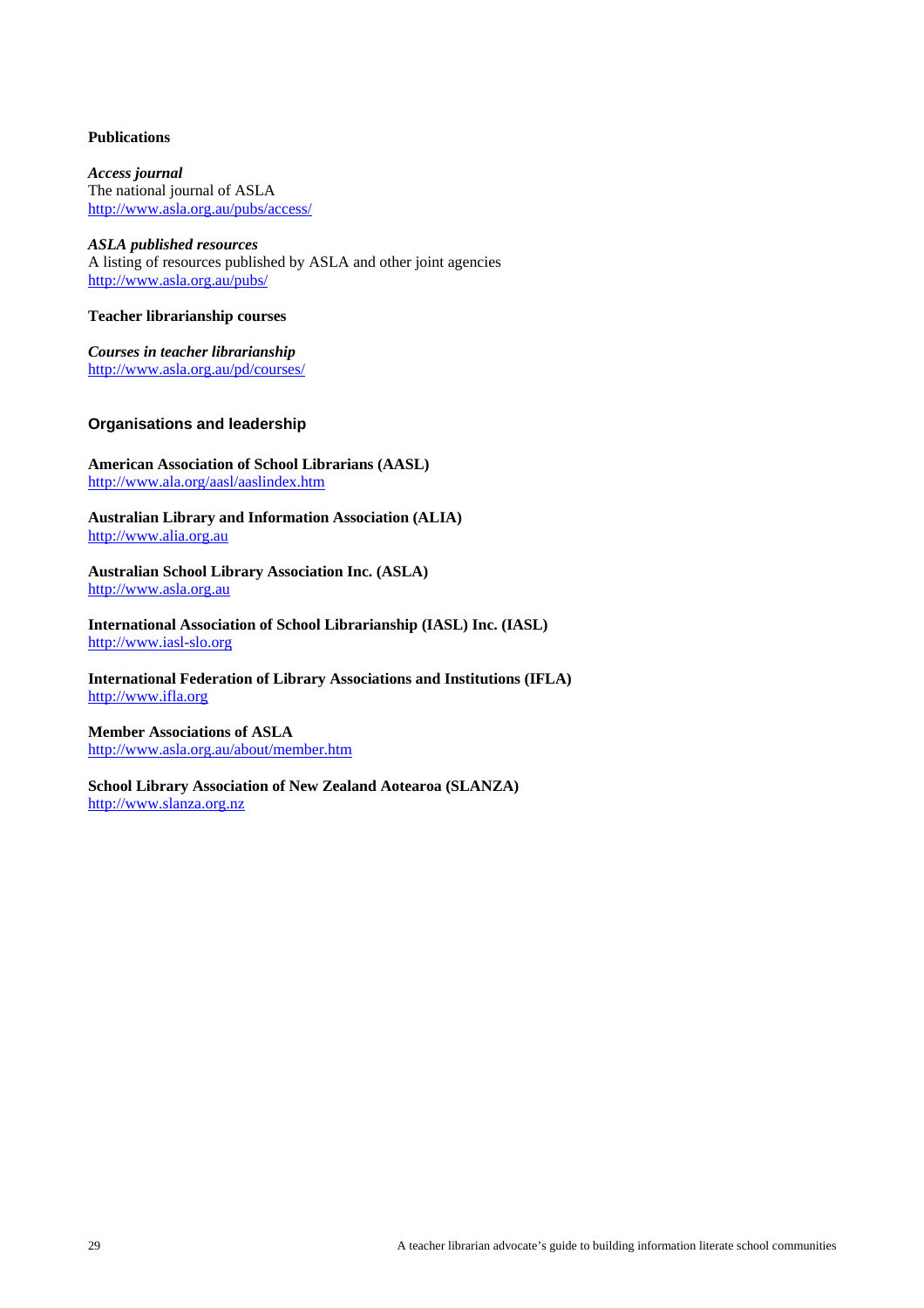**Publications**

***Access journal***
The national journal of ASLA
http://www.asla.org.au/pubs/access/

***ASLA published resources***
A listing of resources published by ASLA and other joint agencies
http://www.asla.org.au/pubs/

**Teacher librarianship courses**

***Courses in teacher librarianship***
http://www.asla.org.au/pd/courses/

## Organisations and leadership

**American Association of School Librarians (AASL)**
http://www.ala.org/aasl/aaslindex.htm

**Australian Library and Information Association (ALIA)**
http://www.alia.org.au

**Australian School Library Association Inc. (ASLA)**
http://www.asla.org.au

**International Association of School Librarianship (IASL) Inc. (IASL)**
http://www.iasl-slo.org

**International Federation of Library Associations and Institutions (IFLA)**
http://www.ifla.org

**Member Associations of ASLA**
http://www.asla.org.au/about/member.htm

**School Library Association of New Zealand Aotearoa (SLANZA)**
http://www.slanza.org.nz